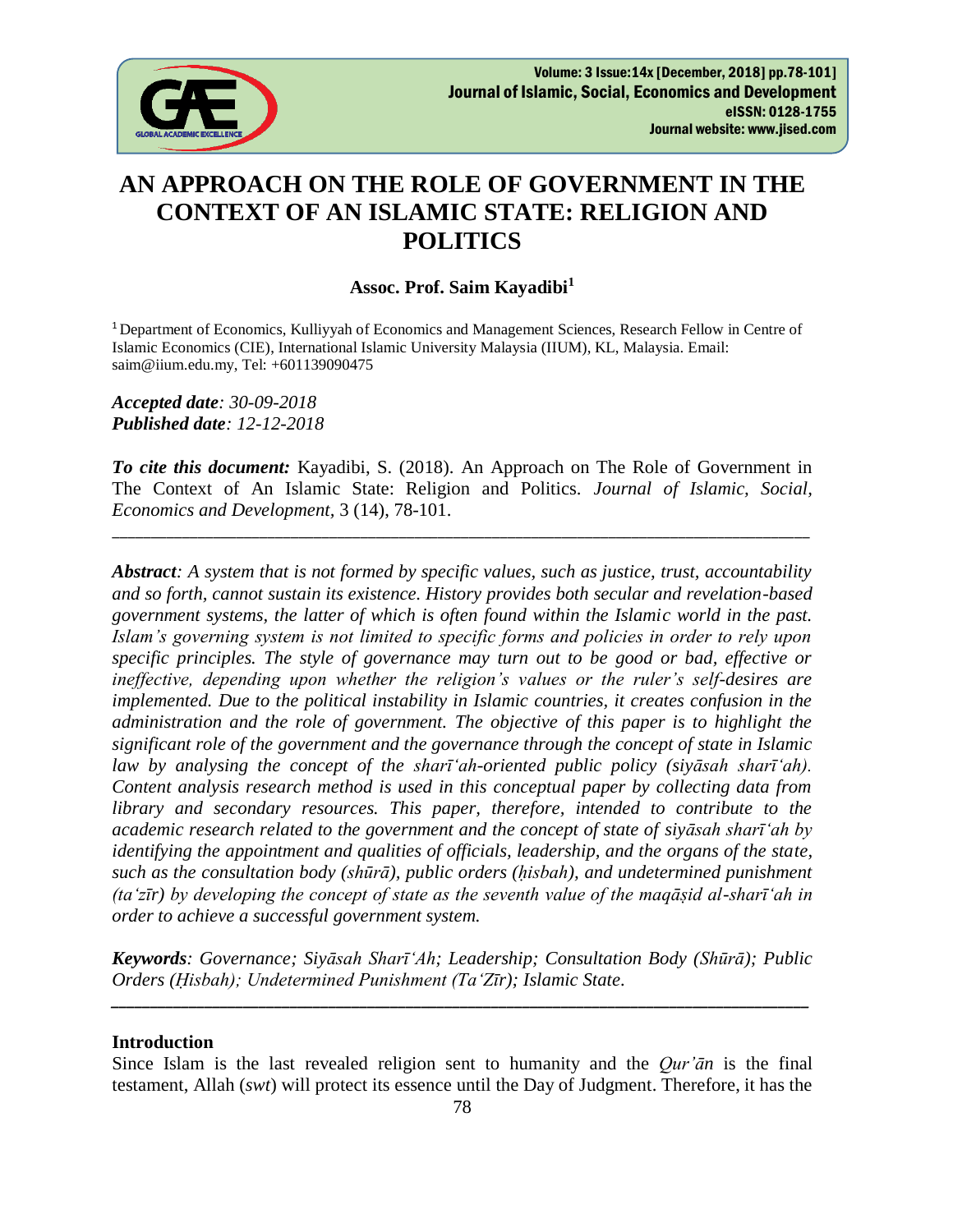# AN APPROACH ON THE ROLE OF GOVERNMENT IN THE CONTEXT OF AN ISLAMIC STATE: RELIGION AND POLITICS

**Assoc. Prof. Saim Kayadibi[1]**

[1] Department of Economics, Kulliyyah of Economics and Management Sciences, Research Fellow in Centre of Islamic Economics (CIE), International Islamic University Malaysia (IIUM), KL, Malaysia. Email: saim@iium.edu.my, Tel: +601139090475

***Accepted date**: 30-09-2018*
***Published date**: 12-12-2018*

***To cite this document:*** Kayadibi, S. (2018). An Approach on The Role of Government in The Context of An Islamic State: Religion and Politics. *Journal of Islamic, Social, Economics and Development,* 3 (14), 78-101.

---

***Abstract**: A system that is not formed by specific values, such as justice, trust, accountability and so forth, cannot sustain its existence. History provides both secular and revelation-based government systems, the latter of which is often found within the Islamic world in the past. Islam's governing system is not limited to specific forms and policies in order to rely upon specific principles. The style of governance may turn out to be good or bad, effective or ineffective, depending upon whether the religion's values or the ruler's self-desires are implemented. Due to the political instability in Islamic countries, it creates confusion in the administration and the role of government. The objective of this paper is to highlight the significant role of the government and the governance through the concept of state in Islamic law by analysing the concept of the sharīʻah-oriented public policy (siyāsah sharīʻah). Content analysis research method is used in this conceptual paper by collecting data from library and secondary resources. This paper, therefore, intended to contribute to the academic research related to the government and the concept of state of siyāsah sharīʻah by identifying the appointment and qualities of officials, leadership, and the organs of the state, such as the consultation body (shūrā), public orders (ḥisbah), and undetermined punishment (taʻzīr) by developing the concept of state as the seventh value of the maqāṣid al-sharīʻah in order to achieve a successful government system.*

***Keywords**: Governance; Siyāsah Sharīʻah; Leadership; Consultation Body (Shūrā); Public Orders (Ḥisbah); Undetermined Punishment (Taʻzīr); Islamic State.*

---

## Introduction

Since Islam is the last revealed religion sent to humanity and the *Qur'ān* is the final testament, Allah (*swt*) will protect its essence until the Day of Judgment. Therefore, it has the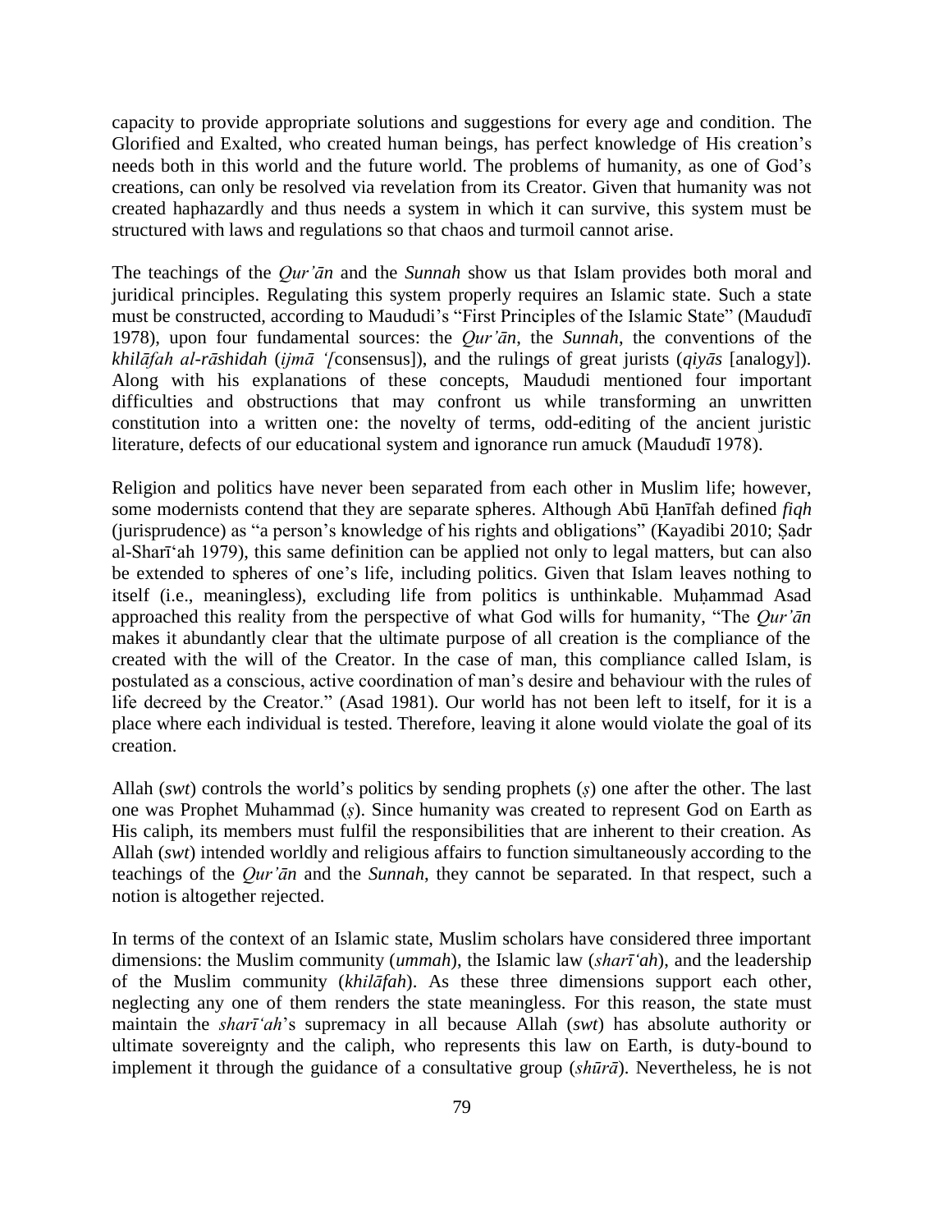capacity to provide appropriate solutions and suggestions for every age and condition. The Glorified and Exalted, who created human beings, has perfect knowledge of His creation's needs both in this world and the future world. The problems of humanity, as one of God's creations, can only be resolved via revelation from its Creator. Given that humanity was not created haphazardly and thus needs a system in which it can survive, this system must be structured with laws and regulations so that chaos and turmoil cannot arise.

The teachings of the *Qur'ān* and the *Sunnah* show us that Islam provides both moral and juridical principles. Regulating this system properly requires an Islamic state. Such a state must be constructed, according to Maududi's "First Principles of the Islamic State" (Maududī 1978), upon four fundamental sources: the *Qur'ān*, the *Sunnah*, the conventions of the *khilāfah al-rāshidah* (*ijmā '[*consensus]), and the rulings of great jurists (*qiyās* [analogy]). Along with his explanations of these concepts, Maududi mentioned four important difficulties and obstructions that may confront us while transforming an unwritten constitution into a written one: the novelty of terms, odd-editing of the ancient juristic literature, defects of our educational system and ignorance run amuck (Maududī 1978).

Religion and politics have never been separated from each other in Muslim life; however, some modernists contend that they are separate spheres. Although Abū Ḥanīfah defined *fiqh* (jurisprudence) as "a person's knowledge of his rights and obligations" (Kayadibi 2010; Ṣadr al-Sharī'ah 1979), this same definition can be applied not only to legal matters, but can also be extended to spheres of one's life, including politics. Given that Islam leaves nothing to itself (i.e., meaningless), excluding life from politics is unthinkable. Muḥammad Asad approached this reality from the perspective of what God wills for humanity, "The *Qur'ān* makes it abundantly clear that the ultimate purpose of all creation is the compliance of the created with the will of the Creator. In the case of man, this compliance called Islam, is postulated as a conscious, active coordination of man's desire and behaviour with the rules of life decreed by the Creator." (Asad 1981). Our world has not been left to itself, for it is a place where each individual is tested. Therefore, leaving it alone would violate the goal of its creation.

Allah (*swt*) controls the world's politics by sending prophets (*ṣ*) one after the other. The last one was Prophet Muhammad (*ṣ*). Since humanity was created to represent God on Earth as His caliph, its members must fulfil the responsibilities that are inherent to their creation. As Allah (*swt*) intended worldly and religious affairs to function simultaneously according to the teachings of the *Qur'ān* and the *Sunnah*, they cannot be separated. In that respect, such a notion is altogether rejected.

In terms of the context of an Islamic state, Muslim scholars have considered three important dimensions: the Muslim community (*ummah*), the Islamic law (*sharī'ah*), and the leadership of the Muslim community (*khilāfah*). As these three dimensions support each other, neglecting any one of them renders the state meaningless. For this reason, the state must maintain the *sharī'ah*'s supremacy in all because Allah (*swt*) has absolute authority or ultimate sovereignty and the caliph, who represents this law on Earth, is duty-bound to implement it through the guidance of a consultative group (*shūrā*). Nevertheless, he is not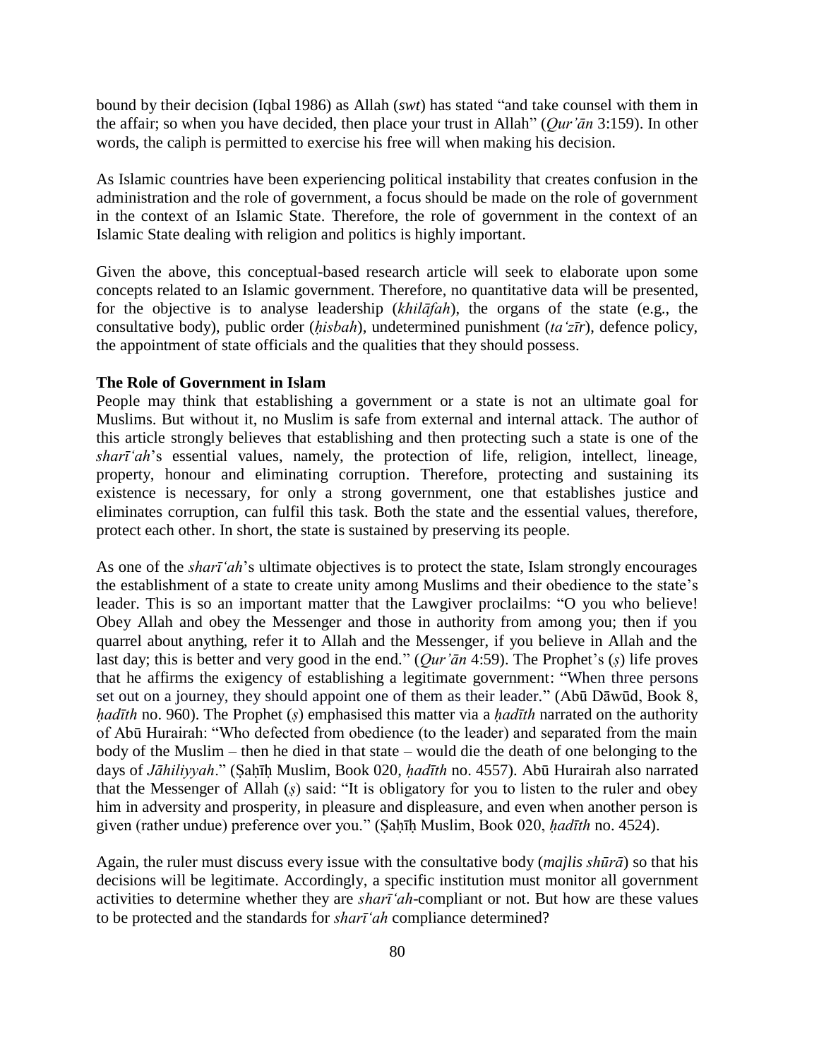bound by their decision (Iqbal 1986) as Allah (*swt*) has stated "and take counsel with them in the affair; so when you have decided, then place your trust in Allah" (*Qur'ān* 3:159). In other words, the caliph is permitted to exercise his free will when making his decision.

As Islamic countries have been experiencing political instability that creates confusion in the administration and the role of government, a focus should be made on the role of government in the context of an Islamic State. Therefore, the role of government in the context of an Islamic State dealing with religion and politics is highly important.

Given the above, this conceptual-based research article will seek to elaborate upon some concepts related to an Islamic government. Therefore, no quantitative data will be presented, for the objective is to analyse leadership (*khilāfah*), the organs of the state (e.g., the consultative body), public order (*ḥisbah*), undetermined punishment (*ta'zīr*), defence policy, the appointment of state officials and the qualities that they should possess.

**The Role of Government in Islam**

People may think that establishing a government or a state is not an ultimate goal for Muslims. But without it, no Muslim is safe from external and internal attack. The author of this article strongly believes that establishing and then protecting such a state is one of the *sharī'ah*'s essential values, namely, the protection of life, religion, intellect, lineage, property, honour and eliminating corruption. Therefore, protecting and sustaining its existence is necessary, for only a strong government, one that establishes justice and eliminates corruption, can fulfil this task. Both the state and the essential values, therefore, protect each other. In short, the state is sustained by preserving its people.

As one of the *sharī'ah*'s ultimate objectives is to protect the state, Islam strongly encourages the establishment of a state to create unity among Muslims and their obedience to the state's leader. This is so an important matter that the Lawgiver proclailms: "O you who believe! Obey Allah and obey the Messenger and those in authority from among you; then if you quarrel about anything, refer it to Allah and the Messenger, if you believe in Allah and the last day; this is better and very good in the end." (*Qur'ān* 4:59). The Prophet's (*ṣ*) life proves that he affirms the exigency of establishing a legitimate government: "When three persons set out on a journey, they should appoint one of them as their leader." (Abū Dāwūd, Book 8, *ḥadīth* no. 960). The Prophet (*ṣ*) emphasised this matter via a *ḥadīth* narrated on the authority of Abū Hurairah: "Who defected from obedience (to the leader) and separated from the main body of the Muslim – then he died in that state – would die the death of one belonging to the days of *Jāhiliyyah*." (Ṣaḥīḥ Muslim, Book 020, *ḥadīth* no. 4557). Abū Hurairah also narrated that the Messenger of Allah (*ṣ*) said: "It is obligatory for you to listen to the ruler and obey him in adversity and prosperity, in pleasure and displeasure, and even when another person is given (rather undue) preference over you." (Ṣaḥīḥ Muslim, Book 020, *ḥadīth* no. 4524).

Again, the ruler must discuss every issue with the consultative body (*majlis shūrā*) so that his decisions will be legitimate. Accordingly, a specific institution must monitor all government activities to determine whether they are *sharī'ah*-compliant or not. But how are these values to be protected and the standards for *sharī'ah* compliance determined?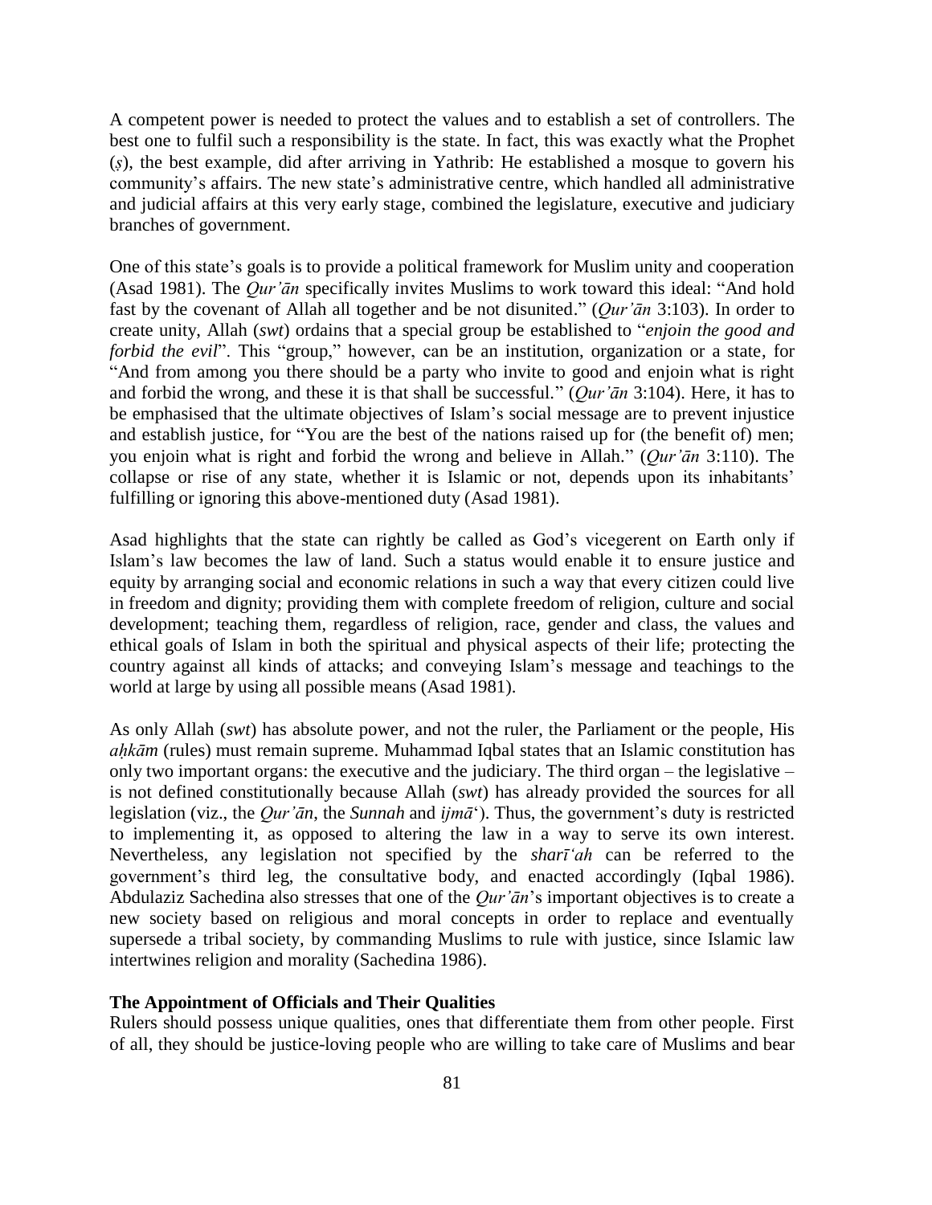A competent power is needed to protect the values and to establish a set of controllers. The best one to fulfil such a responsibility is the state. In fact, this was exactly what the Prophet (ṣ), the best example, did after arriving in Yathrib: He established a mosque to govern his community's affairs. The new state's administrative centre, which handled all administrative and judicial affairs at this very early stage, combined the legislature, executive and judiciary branches of government.

One of this state's goals is to provide a political framework for Muslim unity and cooperation (Asad 1981). The *Qur'ān* specifically invites Muslims to work toward this ideal: "And hold fast by the covenant of Allah all together and be not disunited." (*Qur'ān* 3:103). In order to create unity, Allah (*swt*) ordains that a special group be established to "*enjoin the good and forbid the evil*". This "group," however, can be an institution, organization or a state, for "And from among you there should be a party who invite to good and enjoin what is right and forbid the wrong, and these it is that shall be successful." (*Qur'ān* 3:104). Here, it has to be emphasised that the ultimate objectives of Islam's social message are to prevent injustice and establish justice, for "You are the best of the nations raised up for (the benefit of) men; you enjoin what is right and forbid the wrong and believe in Allah." (*Qur'ān* 3:110). The collapse or rise of any state, whether it is Islamic or not, depends upon its inhabitants' fulfilling or ignoring this above-mentioned duty (Asad 1981).

Asad highlights that the state can rightly be called as God's vicegerent on Earth only if Islam's law becomes the law of land. Such a status would enable it to ensure justice and equity by arranging social and economic relations in such a way that every citizen could live in freedom and dignity; providing them with complete freedom of religion, culture and social development; teaching them, regardless of religion, race, gender and class, the values and ethical goals of Islam in both the spiritual and physical aspects of their life; protecting the country against all kinds of attacks; and conveying Islam's message and teachings to the world at large by using all possible means (Asad 1981).

As only Allah (*swt*) has absolute power, and not the ruler, the Parliament or the people, His *aḥkām* (rules) must remain supreme. Muhammad Iqbal states that an Islamic constitution has only two important organs: the executive and the judiciary. The third organ – the legislative – is not defined constitutionally because Allah (*swt*) has already provided the sources for all legislation (viz., the *Qur'ān*, the *Sunnah* and *ijmā*'). Thus, the government's duty is restricted to implementing it, as opposed to altering the law in a way to serve its own interest. Nevertheless, any legislation not specified by the *sharī'ah* can be referred to the government's third leg, the consultative body, and enacted accordingly (Iqbal 1986). Abdulaziz Sachedina also stresses that one of the *Qur'ān*'s important objectives is to create a new society based on religious and moral concepts in order to replace and eventually supersede a tribal society, by commanding Muslims to rule with justice, since Islamic law intertwines religion and morality (Sachedina 1986).

**The Appointment of Officials and Their Qualities**

Rulers should possess unique qualities, ones that differentiate them from other people. First of all, they should be justice-loving people who are willing to take care of Muslims and bear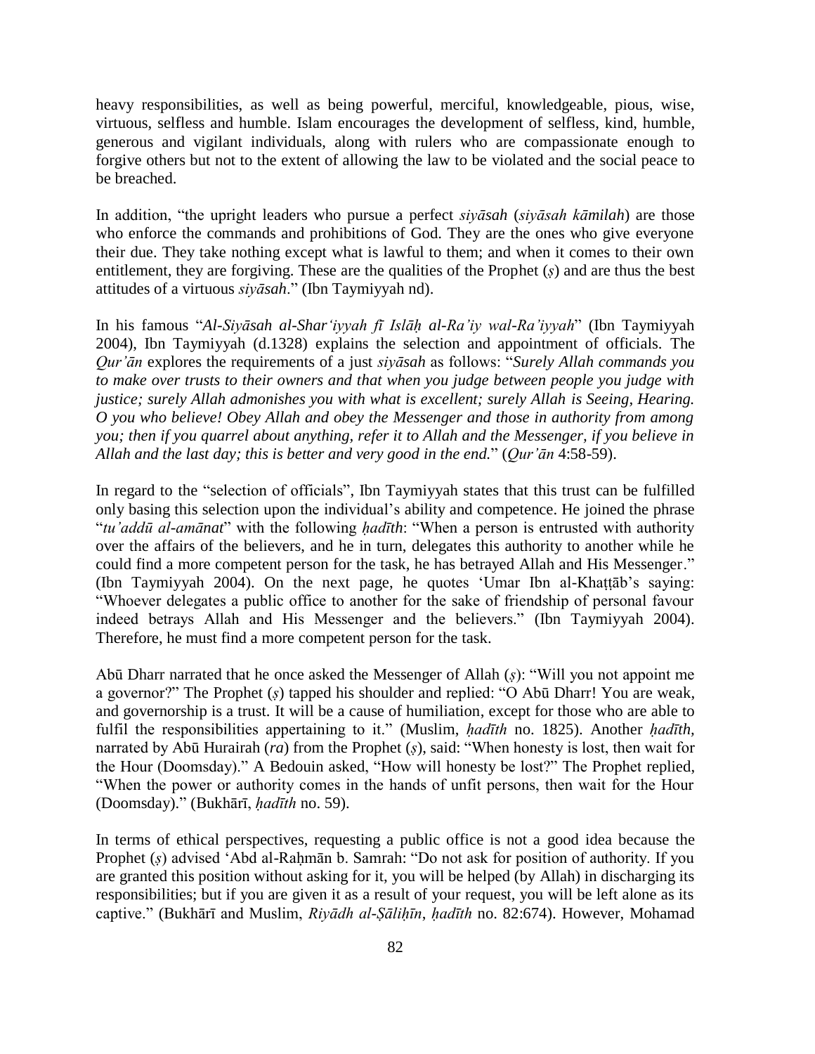heavy responsibilities, as well as being powerful, merciful, knowledgeable, pious, wise, virtuous, selfless and humble. Islam encourages the development of selfless, kind, humble, generous and vigilant individuals, along with rulers who are compassionate enough to forgive others but not to the extent of allowing the law to be violated and the social peace to be breached.

In addition, "the upright leaders who pursue a perfect *siyāsah* (*siyāsah kāmilah*) are those who enforce the commands and prohibitions of God. They are the ones who give everyone their due. They take nothing except what is lawful to them; and when it comes to their own entitlement, they are forgiving. These are the qualities of the Prophet (*ṣ*) and are thus the best attitudes of a virtuous *siyāsah*." (Ibn Taymiyyah nd).

In his famous "*Al-Siyāsah al-Shar'iyyah fī Islāḥ al-Ra'iy wal-Ra'iyyah*" (Ibn Taymiyyah 2004), Ibn Taymiyyah (d.1328) explains the selection and appointment of officials. The *Qur'ān* explores the requirements of a just *siyāsah* as follows: "*Surely Allah commands you to make over trusts to their owners and that when you judge between people you judge with justice; surely Allah admonishes you with what is excellent; surely Allah is Seeing, Hearing. O you who believe! Obey Allah and obey the Messenger and those in authority from among you; then if you quarrel about anything, refer it to Allah and the Messenger, if you believe in Allah and the last day; this is better and very good in the end.*" (*Qur'ān* 4:58-59).

In regard to the "selection of officials", Ibn Taymiyyah states that this trust can be fulfilled only basing this selection upon the individual's ability and competence. He joined the phrase "*tu'addū al-amānat*" with the following *ḥadīth*: "When a person is entrusted with authority over the affairs of the believers, and he in turn, delegates this authority to another while he could find a more competent person for the task, he has betrayed Allah and His Messenger." (Ibn Taymiyyah 2004). On the next page, he quotes 'Umar Ibn al-Khaṭṭāb's saying: "Whoever delegates a public office to another for the sake of friendship of personal favour indeed betrays Allah and His Messenger and the believers." (Ibn Taymiyyah 2004). Therefore, he must find a more competent person for the task.

Abū Dharr narrated that he once asked the Messenger of Allah (*ṣ*): "Will you not appoint me a governor?" The Prophet (*ṣ*) tapped his shoulder and replied: "O Abū Dharr! You are weak, and governorship is a trust. It will be a cause of humiliation, except for those who are able to fulfil the responsibilities appertaining to it." (Muslim, *ḥadīth* no. 1825). Another *ḥadīth*, narrated by Abū Hurairah (*ra*) from the Prophet (*ṣ*), said: "When honesty is lost, then wait for the Hour (Doomsday)." A Bedouin asked, "How will honesty be lost?" The Prophet replied, "When the power or authority comes in the hands of unfit persons, then wait for the Hour (Doomsday)." (Bukhārī, *ḥadīth* no. 59).

In terms of ethical perspectives, requesting a public office is not a good idea because the Prophet (*ṣ*) advised 'Abd al-Raḥmān b. Samrah: "Do not ask for position of authority. If you are granted this position without asking for it, you will be helped (by Allah) in discharging its responsibilities; but if you are given it as a result of your request, you will be left alone as its captive." (Bukhārī and Muslim, *Riyādh al-Ṣāliḥīn*, *ḥadīth* no. 82:674). However, Mohamad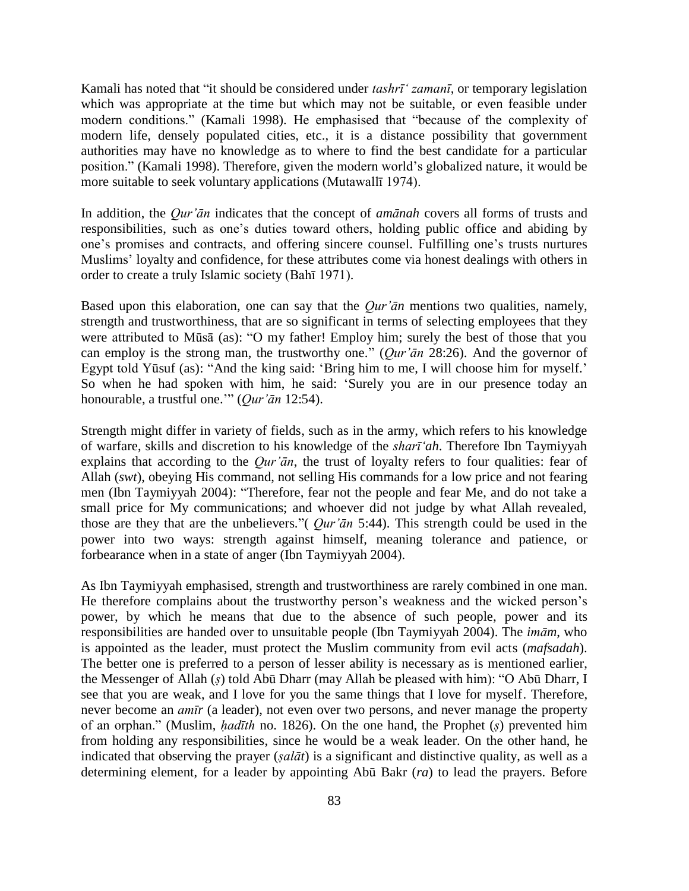Kamali has noted that "it should be considered under *tashrīʿ zamanī*, or temporary legislation which was appropriate at the time but which may not be suitable, or even feasible under modern conditions." (Kamali 1998). He emphasised that "because of the complexity of modern life, densely populated cities, etc., it is a distance possibility that government authorities may have no knowledge as to where to find the best candidate for a particular position." (Kamali 1998). Therefore, given the modern world's globalized nature, it would be more suitable to seek voluntary applications (Mutawallī 1974).

In addition, the *Qur'ān* indicates that the concept of *amānah* covers all forms of trusts and responsibilities, such as one's duties toward others, holding public office and abiding by one's promises and contracts, and offering sincere counsel. Fulfilling one's trusts nurtures Muslims' loyalty and confidence, for these attributes come via honest dealings with others in order to create a truly Islamic society (Bahī 1971).

Based upon this elaboration, one can say that the *Qur'ān* mentions two qualities, namely, strength and trustworthiness, that are so significant in terms of selecting employees that they were attributed to Mūsā (as): "O my father! Employ him; surely the best of those that you can employ is the strong man, the trustworthy one." (*Qur'ān* 28:26). And the governor of Egypt told Yūsuf (as): "And the king said: 'Bring him to me, I will choose him for myself.' So when he had spoken with him, he said: 'Surely you are in our presence today an honourable, a trustful one.'" (*Qur'ān* 12:54).

Strength might differ in variety of fields, such as in the army, which refers to his knowledge of warfare, skills and discretion to his knowledge of the *sharīʿah*. Therefore Ibn Taymiyyah explains that according to the *Qur'ān*, the trust of loyalty refers to four qualities: fear of Allah (*swt*), obeying His command, not selling His commands for a low price and not fearing men (Ibn Taymiyyah 2004): "Therefore, fear not the people and fear Me, and do not take a small price for My communications; and whoever did not judge by what Allah revealed, those are they that are the unbelievers."( *Qur'ān* 5:44). This strength could be used in the power into two ways: strength against himself, meaning tolerance and patience, or forbearance when in a state of anger (Ibn Taymiyyah 2004).

As Ibn Taymiyyah emphasised, strength and trustworthiness are rarely combined in one man. He therefore complains about the trustworthy person's weakness and the wicked person's power, by which he means that due to the absence of such people, power and its responsibilities are handed over to unsuitable people (Ibn Taymiyyah 2004). The *imām*, who is appointed as the leader, must protect the Muslim community from evil acts (*mafsadah*). The better one is preferred to a person of lesser ability is necessary as is mentioned earlier, the Messenger of Allah (*ṣ*) told Abū Dharr (may Allah be pleased with him): "O Abū Dharr, I see that you are weak, and I love for you the same things that I love for myself. Therefore, never become an *amīr* (a leader), not even over two persons, and never manage the property of an orphan." (Muslim, *ḥadīth* no. 1826). On the one hand, the Prophet (*ṣ*) prevented him from holding any responsibilities, since he would be a weak leader. On the other hand, he indicated that observing the prayer (*ṣalāt*) is a significant and distinctive quality, as well as a determining element, for a leader by appointing Abū Bakr (*ra*) to lead the prayers. Before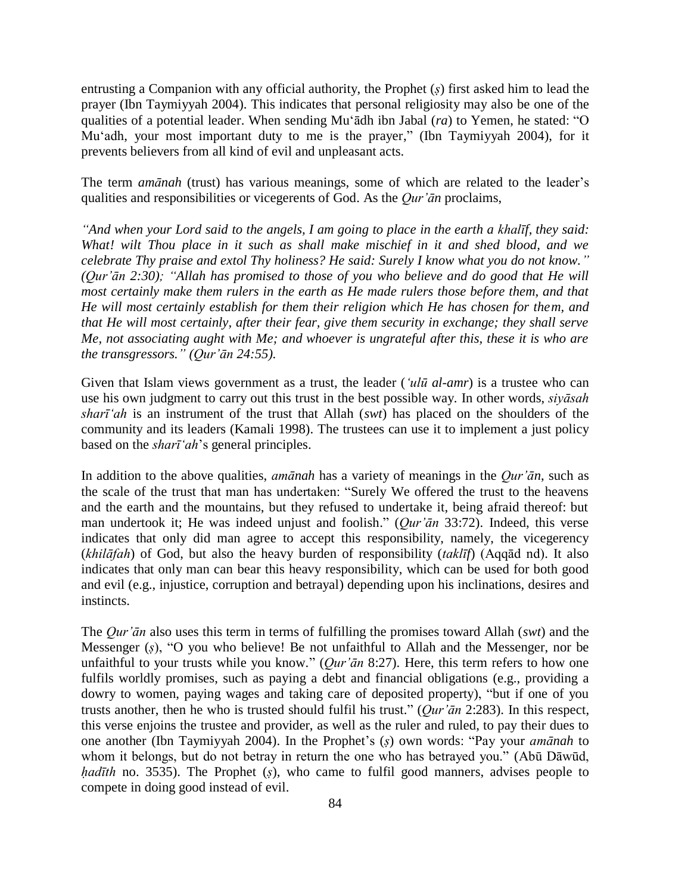entrusting a Companion with any official authority, the Prophet (*ṣ*) first asked him to lead the prayer (Ibn Taymiyyah 2004). This indicates that personal religiosity may also be one of the qualities of a potential leader. When sending Mu'ādh ibn Jabal (*ra*) to Yemen, he stated: "O Mu'adh, your most important duty to me is the prayer," (Ibn Taymiyyah 2004), for it prevents believers from all kind of evil and unpleasant acts.

The term *amānah* (trust) has various meanings, some of which are related to the leader's qualities and responsibilities or vicegerents of God. As the *Qur'ān* proclaims,

*"And when your Lord said to the angels, I am going to place in the earth a khalīf, they said: What! wilt Thou place in it such as shall make mischief in it and shed blood, and we celebrate Thy praise and extol Thy holiness? He said: Surely I know what you do not know." (Qur'ān 2:30); "Allah has promised to those of you who believe and do good that He will most certainly make them rulers in the earth as He made rulers those before them, and that He will most certainly establish for them their religion which He has chosen for them, and that He will most certainly, after their fear, give them security in exchange; they shall serve Me, not associating aught with Me; and whoever is ungrateful after this, these it is who are the transgressors." (Qur'ān 24:55).*

Given that Islam views government as a trust, the leader (*'ulū al-amr*) is a trustee who can use his own judgment to carry out this trust in the best possible way. In other words, *siyāsah sharī'ah* is an instrument of the trust that Allah (*swt*) has placed on the shoulders of the community and its leaders (Kamali 1998). The trustees can use it to implement a just policy based on the *sharī'ah*'s general principles.

In addition to the above qualities, *amānah* has a variety of meanings in the *Qur'ān*, such as the scale of the trust that man has undertaken: "Surely We offered the trust to the heavens and the earth and the mountains, but they refused to undertake it, being afraid thereof: but man undertook it; He was indeed unjust and foolish." (*Qur'ān* 33:72). Indeed, this verse indicates that only did man agree to accept this responsibility, namely, the vicegerency (*khilāfah*) of God, but also the heavy burden of responsibility (*taklīf*) (Aqqād nd). It also indicates that only man can bear this heavy responsibility, which can be used for both good and evil (e.g., injustice, corruption and betrayal) depending upon his inclinations, desires and instincts.

The *Qur'ān* also uses this term in terms of fulfilling the promises toward Allah (*swt*) and the Messenger (*ṣ*), "O you who believe! Be not unfaithful to Allah and the Messenger, nor be unfaithful to your trusts while you know." (*Qur'ān* 8:27). Here, this term refers to how one fulfils worldly promises, such as paying a debt and financial obligations (e.g., providing a dowry to women, paying wages and taking care of deposited property), "but if one of you trusts another, then he who is trusted should fulfil his trust." (*Qur'ān* 2:283). In this respect, this verse enjoins the trustee and provider, as well as the ruler and ruled, to pay their dues to one another (Ibn Taymiyyah 2004). In the Prophet's (*ṣ*) own words: "Pay your *amānah* to whom it belongs, but do not betray in return the one who has betrayed you." (Abū Dāwūd, *ḥadīth* no. 3535). The Prophet (*ṣ*), who came to fulfil good manners, advises people to compete in doing good instead of evil.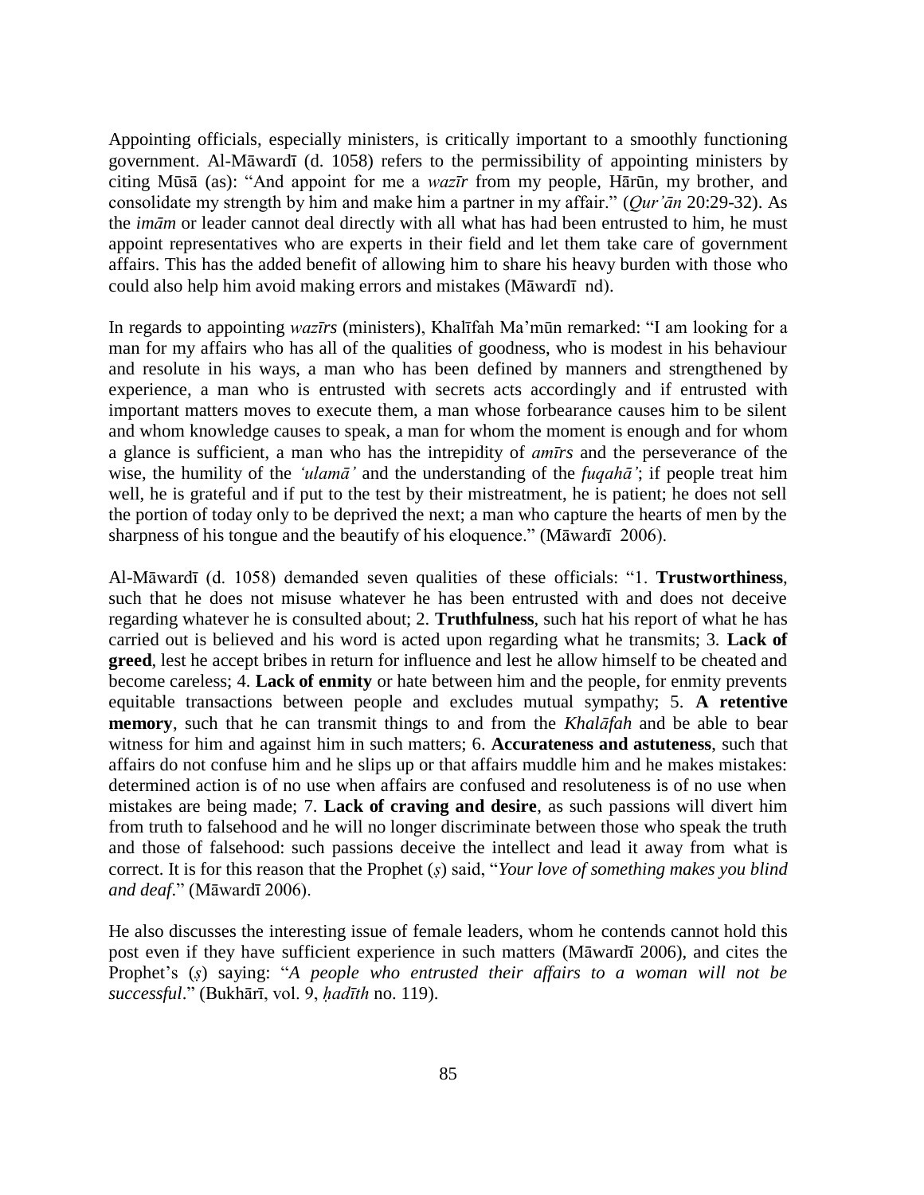Appointing officials, especially ministers, is critically important to a smoothly functioning government. Al-Māwardī (d. 1058) refers to the permissibility of appointing ministers by citing Mūsā (as): "And appoint for me a *wazīr* from my people, Hārūn, my brother, and consolidate my strength by him and make him a partner in my affair." (*Qur'ān* 20:29-32). As the *imām* or leader cannot deal directly with all what has had been entrusted to him, he must appoint representatives who are experts in their field and let them take care of government affairs. This has the added benefit of allowing him to share his heavy burden with those who could also help him avoid making errors and mistakes (Māwardī nd).

In regards to appointing *wazīrs* (ministers), Khalīfah Ma'mūn remarked: "I am looking for a man for my affairs who has all of the qualities of goodness, who is modest in his behaviour and resolute in his ways, a man who has been defined by manners and strengthened by experience, a man who is entrusted with secrets acts accordingly and if entrusted with important matters moves to execute them, a man whose forbearance causes him to be silent and whom knowledge causes to speak, a man for whom the moment is enough and for whom a glance is sufficient, a man who has the intrepidity of *amīrs* and the perseverance of the wise, the humility of the *'ulamā'* and the understanding of the *fuqahā'*; if people treat him well, he is grateful and if put to the test by their mistreatment, he is patient; he does not sell the portion of today only to be deprived the next; a man who capture the hearts of men by the sharpness of his tongue and the beautify of his eloquence." (Māwardī 2006).

Al-Māwardī (d. 1058) demanded seven qualities of these officials: "1. **Trustworthiness**, such that he does not misuse whatever he has been entrusted with and does not deceive regarding whatever he is consulted about; 2. **Truthfulness**, such hat his report of what he has carried out is believed and his word is acted upon regarding what he transmits; 3. **Lack of greed**, lest he accept bribes in return for influence and lest he allow himself to be cheated and become careless; 4. **Lack of enmity** or hate between him and the people, for enmity prevents equitable transactions between people and excludes mutual sympathy; 5. **A retentive memory**, such that he can transmit things to and from the *Khalāfah* and be able to bear witness for him and against him in such matters; 6. **Accurateness and astuteness**, such that affairs do not confuse him and he slips up or that affairs muddle him and he makes mistakes: determined action is of no use when affairs are confused and resoluteness is of no use when mistakes are being made; 7. **Lack of craving and desire**, as such passions will divert him from truth to falsehood and he will no longer discriminate between those who speak the truth and those of falsehood: such passions deceive the intellect and lead it away from what is correct. It is for this reason that the Prophet (ṣ) said, "*Your love of something makes you blind and deaf*." (Māwardī 2006).

He also discusses the interesting issue of female leaders, whom he contends cannot hold this post even if they have sufficient experience in such matters (Māwardī 2006), and cites the Prophet's (ṣ) saying: "*A people who entrusted their affairs to a woman will not be successful*." (Bukhārī, vol. 9, *ḥadīth* no. 119).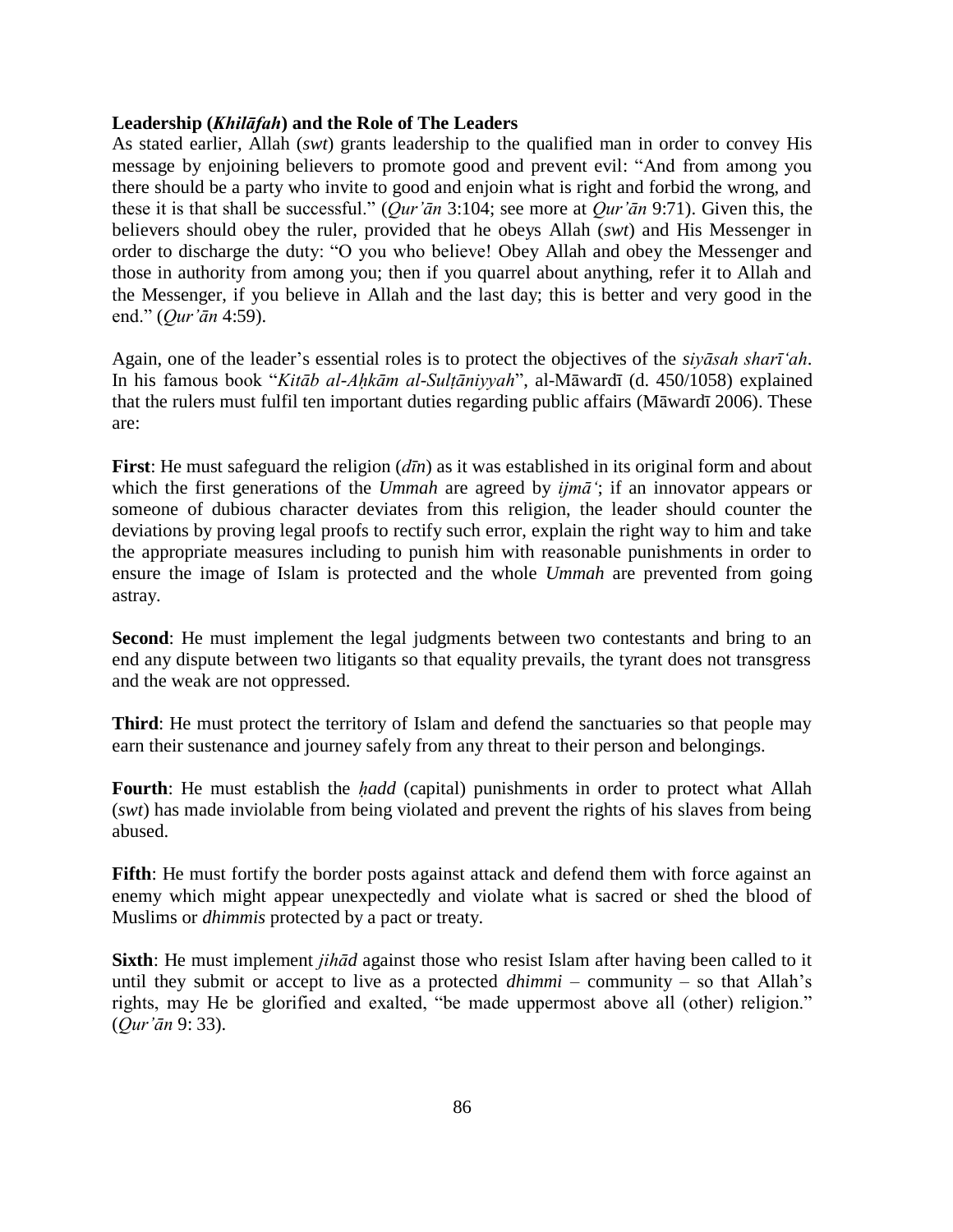**Leadership (*Khilāfah*) and the Role of The Leaders**

As stated earlier, Allah (*swt*) grants leadership to the qualified man in order to convey His message by enjoining believers to promote good and prevent evil: "And from among you there should be a party who invite to good and enjoin what is right and forbid the wrong, and these it is that shall be successful." (*Qur'ān* 3:104; see more at *Qur'ān* 9:71). Given this, the believers should obey the ruler, provided that he obeys Allah (*swt*) and His Messenger in order to discharge the duty: "O you who believe! Obey Allah and obey the Messenger and those in authority from among you; then if you quarrel about anything, refer it to Allah and the Messenger, if you believe in Allah and the last day; this is better and very good in the end." (*Qur'ān* 4:59).

Again, one of the leader's essential roles is to protect the objectives of the *siyāsah sharī'ah*. In his famous book "*Kitāb al-Aḥkām al-Sulṭāniyyah*", al-Māwardī (d. 450/1058) explained that the rulers must fulfil ten important duties regarding public affairs (Māwardī 2006). These are:

**First**: He must safeguard the religion (*dīn*) as it was established in its original form and about which the first generations of the *Ummah* are agreed by *ijmā'*; if an innovator appears or someone of dubious character deviates from this religion, the leader should counter the deviations by proving legal proofs to rectify such error, explain the right way to him and take the appropriate measures including to punish him with reasonable punishments in order to ensure the image of Islam is protected and the whole *Ummah* are prevented from going astray.

**Second**: He must implement the legal judgments between two contestants and bring to an end any dispute between two litigants so that equality prevails, the tyrant does not transgress and the weak are not oppressed.

**Third**: He must protect the territory of Islam and defend the sanctuaries so that people may earn their sustenance and journey safely from any threat to their person and belongings.

**Fourth**: He must establish the *ḥadd* (capital) punishments in order to protect what Allah (*swt*) has made inviolable from being violated and prevent the rights of his slaves from being abused.

**Fifth**: He must fortify the border posts against attack and defend them with force against an enemy which might appear unexpectedly and violate what is sacred or shed the blood of Muslims or *dhimmis* protected by a pact or treaty.

**Sixth**: He must implement *jihād* against those who resist Islam after having been called to it until they submit or accept to live as a protected *dhimmi* – community – so that Allah's rights, may He be glorified and exalted, "be made uppermost above all (other) religion." (*Qur'ān* 9: 33).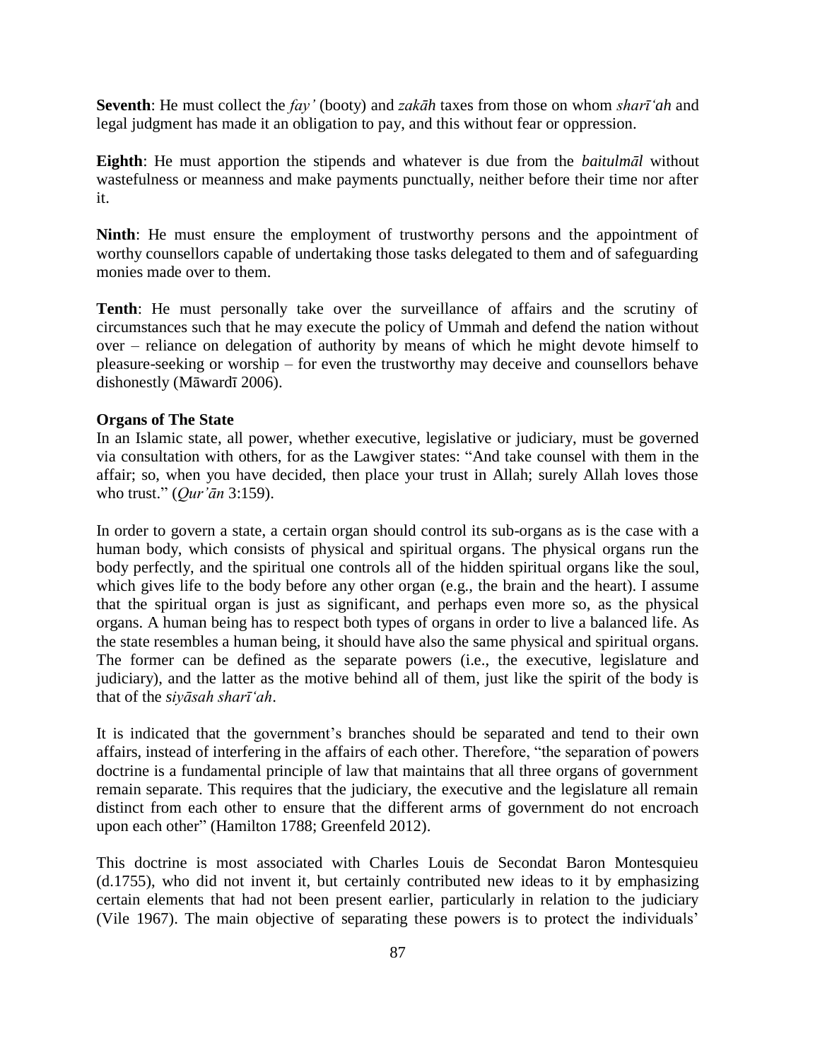**Seventh**: He must collect the *fay'* (booty) and *zakāh* taxes from those on whom *sharī'ah* and legal judgment has made it an obligation to pay, and this without fear or oppression.

**Eighth**: He must apportion the stipends and whatever is due from the *baitulmāl* without wastefulness or meanness and make payments punctually, neither before their time nor after it.

**Ninth**: He must ensure the employment of trustworthy persons and the appointment of worthy counsellors capable of undertaking those tasks delegated to them and of safeguarding monies made over to them.

**Tenth**: He must personally take over the surveillance of affairs and the scrutiny of circumstances such that he may execute the policy of Ummah and defend the nation without over – reliance on delegation of authority by means of which he might devote himself to pleasure-seeking or worship – for even the trustworthy may deceive and counsellors behave dishonestly (Māwardī 2006).

**Organs of The State**

In an Islamic state, all power, whether executive, legislative or judiciary, must be governed via consultation with others, for as the Lawgiver states: "And take counsel with them in the affair; so, when you have decided, then place your trust in Allah; surely Allah loves those who trust." (*Qur'ān* 3:159).

In order to govern a state, a certain organ should control its sub-organs as is the case with a human body, which consists of physical and spiritual organs. The physical organs run the body perfectly, and the spiritual one controls all of the hidden spiritual organs like the soul, which gives life to the body before any other organ (e.g., the brain and the heart). I assume that the spiritual organ is just as significant, and perhaps even more so, as the physical organs. A human being has to respect both types of organs in order to live a balanced life. As the state resembles a human being, it should have also the same physical and spiritual organs. The former can be defined as the separate powers (i.e., the executive, legislature and judiciary), and the latter as the motive behind all of them, just like the spirit of the body is that of the *siyāsah sharī'ah*.

It is indicated that the government's branches should be separated and tend to their own affairs, instead of interfering in the affairs of each other. Therefore, "the separation of powers doctrine is a fundamental principle of law that maintains that all three organs of government remain separate. This requires that the judiciary, the executive and the legislature all remain distinct from each other to ensure that the different arms of government do not encroach upon each other" (Hamilton 1788; Greenfeld 2012).

This doctrine is most associated with Charles Louis de Secondat Baron Montesquieu (d.1755), who did not invent it, but certainly contributed new ideas to it by emphasizing certain elements that had not been present earlier, particularly in relation to the judiciary (Vile 1967). The main objective of separating these powers is to protect the individuals'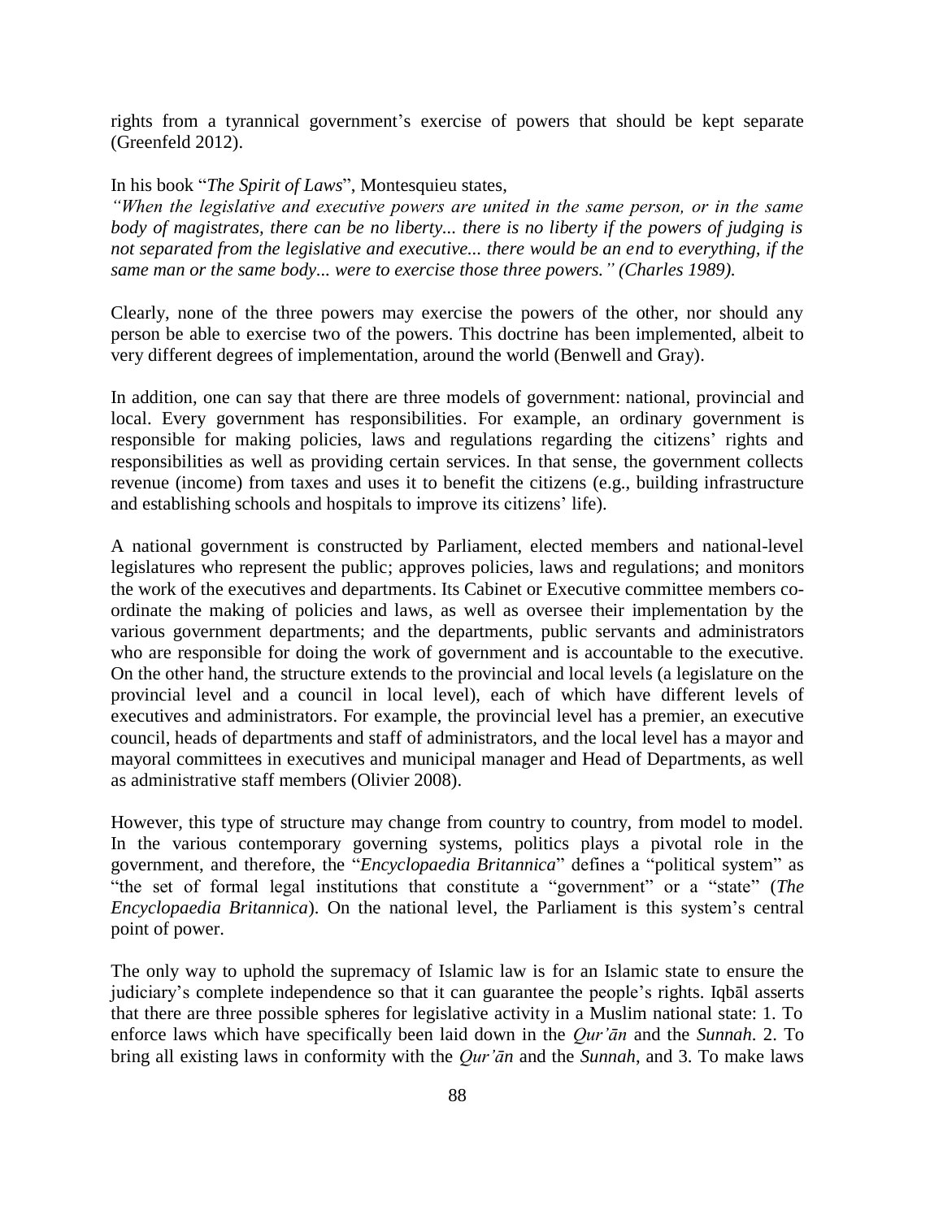rights from a tyrannical government's exercise of powers that should be kept separate (Greenfeld 2012).

In his book "*The Spirit of Laws*", Montesquieu states,

*"When the legislative and executive powers are united in the same person, or in the same body of magistrates, there can be no liberty... there is no liberty if the powers of judging is not separated from the legislative and executive... there would be an end to everything, if the same man or the same body... were to exercise those three powers." (Charles 1989).*

Clearly, none of the three powers may exercise the powers of the other, nor should any person be able to exercise two of the powers. This doctrine has been implemented, albeit to very different degrees of implementation, around the world (Benwell and Gray).

In addition, one can say that there are three models of government: national, provincial and local. Every government has responsibilities. For example, an ordinary government is responsible for making policies, laws and regulations regarding the citizens' rights and responsibilities as well as providing certain services. In that sense, the government collects revenue (income) from taxes and uses it to benefit the citizens (e.g., building infrastructure and establishing schools and hospitals to improve its citizens' life).

A national government is constructed by Parliament, elected members and national-level legislatures who represent the public; approves policies, laws and regulations; and monitors the work of the executives and departments. Its Cabinet or Executive committee members co-ordinate the making of policies and laws, as well as oversee their implementation by the various government departments; and the departments, public servants and administrators who are responsible for doing the work of government and is accountable to the executive. On the other hand, the structure extends to the provincial and local levels (a legislature on the provincial level and a council in local level), each of which have different levels of executives and administrators. For example, the provincial level has a premier, an executive council, heads of departments and staff of administrators, and the local level has a mayor and mayoral committees in executives and municipal manager and Head of Departments, as well as administrative staff members (Olivier 2008).

However, this type of structure may change from country to country, from model to model. In the various contemporary governing systems, politics plays a pivotal role in the government, and therefore, the "*Encyclopaedia Britannica*" defines a "political system" as "the set of formal legal institutions that constitute a "government" or a "state" (*The Encyclopaedia Britannica*). On the national level, the Parliament is this system's central point of power.

The only way to uphold the supremacy of Islamic law is for an Islamic state to ensure the judiciary's complete independence so that it can guarantee the people's rights. Iqbāl asserts that there are three possible spheres for legislative activity in a Muslim national state: 1. To enforce laws which have specifically been laid down in the *Qur'ān* and the *Sunnah*. 2. To bring all existing laws in conformity with the *Qur'ān* and the *Sunnah*, and 3. To make laws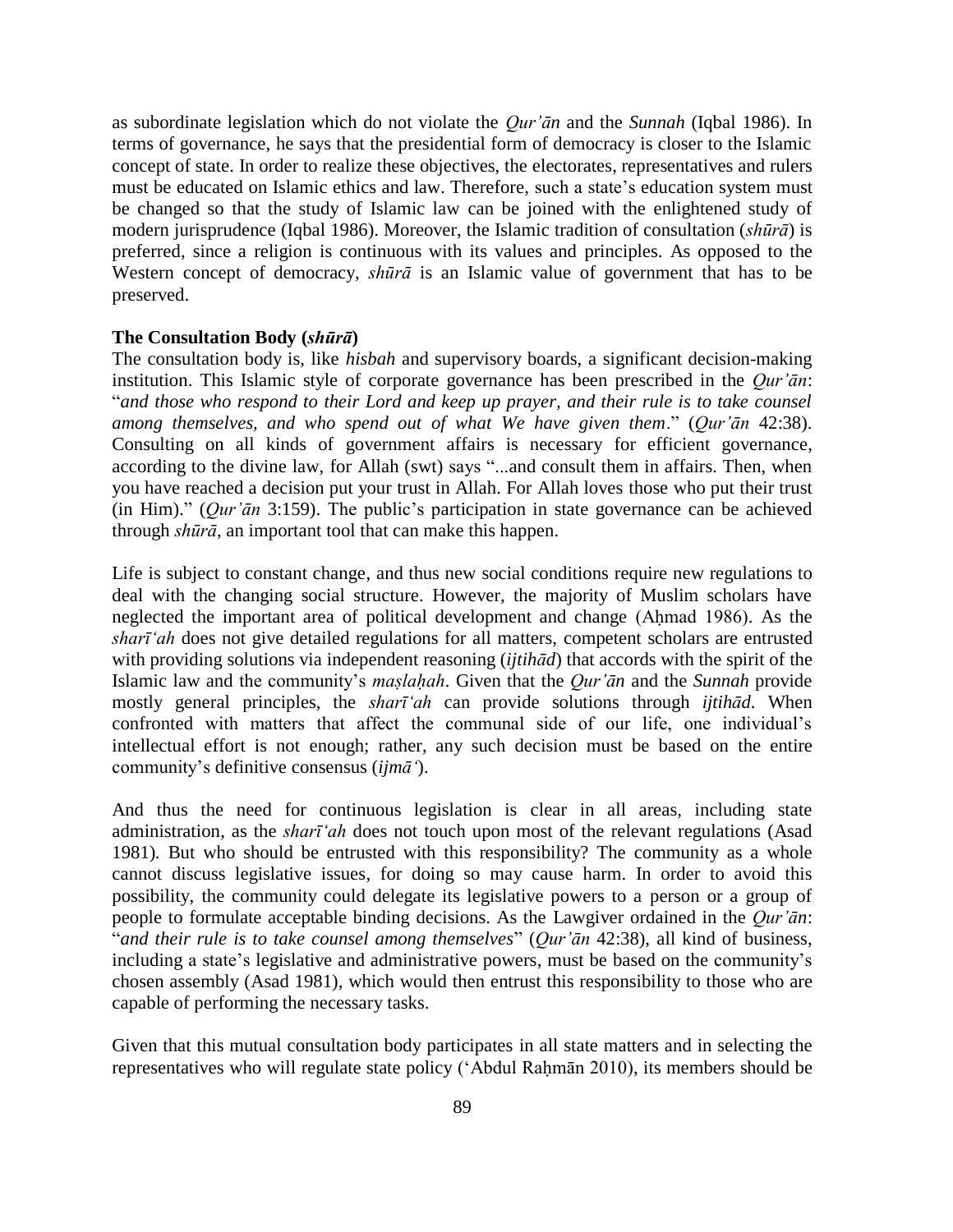as subordinate legislation which do not violate the *Qur'ān* and the *Sunnah* (Iqbal 1986). In terms of governance, he says that the presidential form of democracy is closer to the Islamic concept of state. In order to realize these objectives, the electorates, representatives and rulers must be educated on Islamic ethics and law. Therefore, such a state's education system must be changed so that the study of Islamic law can be joined with the enlightened study of modern jurisprudence (Iqbal 1986). Moreover, the Islamic tradition of consultation (*shūrā*) is preferred, since a religion is continuous with its values and principles. As opposed to the Western concept of democracy, *shūrā* is an Islamic value of government that has to be preserved.

**The Consultation Body (*shūrā*)**

The consultation body is, like *hisbah* and supervisory boards, a significant decision-making institution. This Islamic style of corporate governance has been prescribed in the *Qur'ān*: "*and those who respond to their Lord and keep up prayer, and their rule is to take counsel among themselves, and who spend out of what We have given them*." (*Qur'ān* 42:38). Consulting on all kinds of government affairs is necessary for efficient governance, according to the divine law, for Allah (swt) says "...and consult them in affairs. Then, when you have reached a decision put your trust in Allah. For Allah loves those who put their trust (in Him)." (*Qur'ān* 3:159). The public's participation in state governance can be achieved through *shūrā*, an important tool that can make this happen.

Life is subject to constant change, and thus new social conditions require new regulations to deal with the changing social structure. However, the majority of Muslim scholars have neglected the important area of political development and change (Aḥmad 1986). As the *sharī'ah* does not give detailed regulations for all matters, competent scholars are entrusted with providing solutions via independent reasoning (*ijtihād*) that accords with the spirit of the Islamic law and the community's *maṣlaḥah*. Given that the *Qur'ān* and the *Sunnah* provide mostly general principles, the *sharī'ah* can provide solutions through *ijtihād*. When confronted with matters that affect the communal side of our life, one individual's intellectual effort is not enough; rather, any such decision must be based on the entire community's definitive consensus (*ijmā'*).

And thus the need for continuous legislation is clear in all areas, including state administration, as the *sharī'ah* does not touch upon most of the relevant regulations (Asad 1981). But who should be entrusted with this responsibility? The community as a whole cannot discuss legislative issues, for doing so may cause harm. In order to avoid this possibility, the community could delegate its legislative powers to a person or a group of people to formulate acceptable binding decisions. As the Lawgiver ordained in the *Qur'ān*: "*and their rule is to take counsel among themselves*" (*Qur'ān* 42:38), all kind of business, including a state's legislative and administrative powers, must be based on the community's chosen assembly (Asad 1981), which would then entrust this responsibility to those who are capable of performing the necessary tasks.

Given that this mutual consultation body participates in all state matters and in selecting the representatives who will regulate state policy ('Abdul Raḥmān 2010), its members should be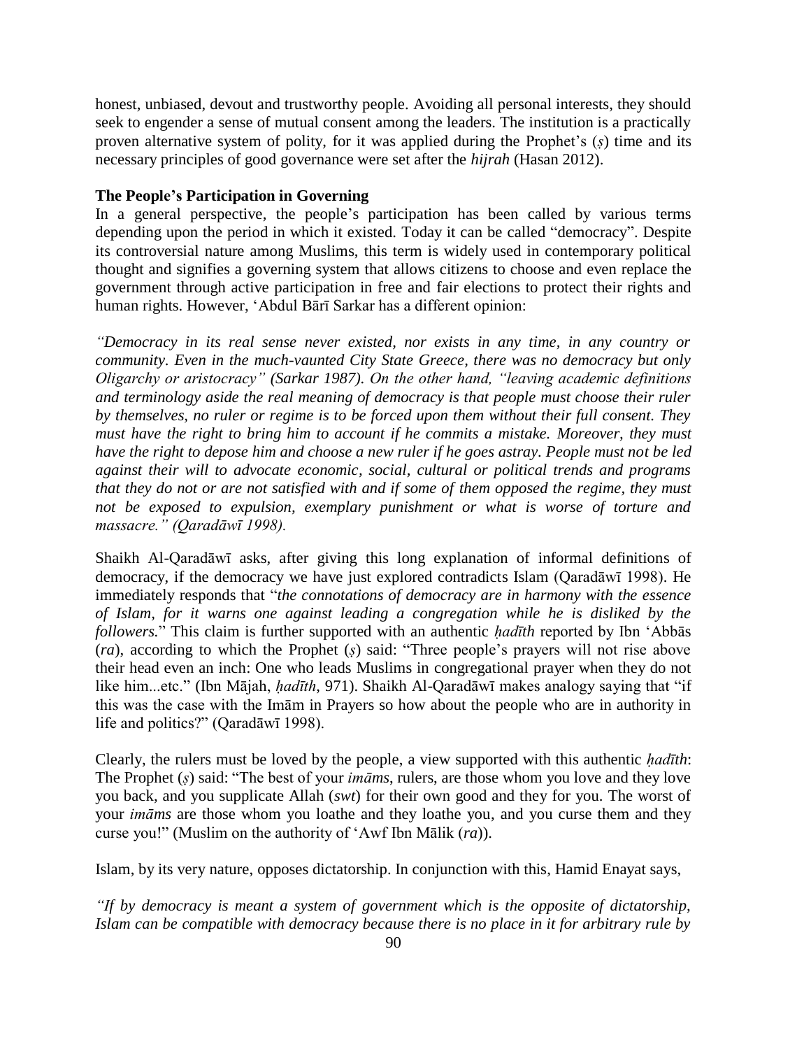honest, unbiased, devout and trustworthy people. Avoiding all personal interests, they should seek to engender a sense of mutual consent among the leaders. The institution is a practically proven alternative system of polity, for it was applied during the Prophet's (ṣ) time and its necessary principles of good governance were set after the *hijrah* (Hasan 2012).

**The People's Participation in Governing**

In a general perspective, the people's participation has been called by various terms depending upon the period in which it existed. Today it can be called "democracy". Despite its controversial nature among Muslims, this term is widely used in contemporary political thought and signifies a governing system that allows citizens to choose and even replace the government through active participation in free and fair elections to protect their rights and human rights. However, 'Abdul Bārī Sarkar has a different opinion:

*"Democracy in its real sense never existed, nor exists in any time, in any country or community. Even in the much-vaunted City State Greece, there was no democracy but only Oligarchy or aristocracy" (Sarkar 1987). On the other hand, "leaving academic definitions and terminology aside the real meaning of democracy is that people must choose their ruler by themselves, no ruler or regime is to be forced upon them without their full consent. They must have the right to bring him to account if he commits a mistake. Moreover, they must have the right to depose him and choose a new ruler if he goes astray. People must not be led against their will to advocate economic, social, cultural or political trends and programs that they do not or are not satisfied with and if some of them opposed the regime, they must not be exposed to expulsion, exemplary punishment or what is worse of torture and massacre." (Qaradāwī 1998).*

Shaikh Al-Qaradāwī asks, after giving this long explanation of informal definitions of democracy, if the democracy we have just explored contradicts Islam (Qaradāwī 1998). He immediately responds that "*the connotations of democracy are in harmony with the essence of Islam, for it warns one against leading a congregation while he is disliked by the followers.*" This claim is further supported with an authentic *ḥadīth* reported by Ibn 'Abbās (*ra*), according to which the Prophet (ṣ) said: "Three people's prayers will not rise above their head even an inch: One who leads Muslims in congregational prayer when they do not like him...etc." (Ibn Mājah, *ḥadīth*, 971). Shaikh Al-Qaradāwī makes analogy saying that "if this was the case with the Imām in Prayers so how about the people who are in authority in life and politics?" (Qaradāwī 1998).

Clearly, the rulers must be loved by the people, a view supported with this authentic *ḥadīth*: The Prophet (ṣ) said: "The best of your *imāms*, rulers, are those whom you love and they love you back, and you supplicate Allah (*swt*) for their own good and they for you. The worst of your *imāms* are those whom you loathe and they loathe you, and you curse them and they curse you!" (Muslim on the authority of 'Awf Ibn Mālik (*ra*)).

Islam, by its very nature, opposes dictatorship. In conjunction with this, Hamid Enayat says,

*"If by democracy is meant a system of government which is the opposite of dictatorship, Islam can be compatible with democracy because there is no place in it for arbitrary rule by*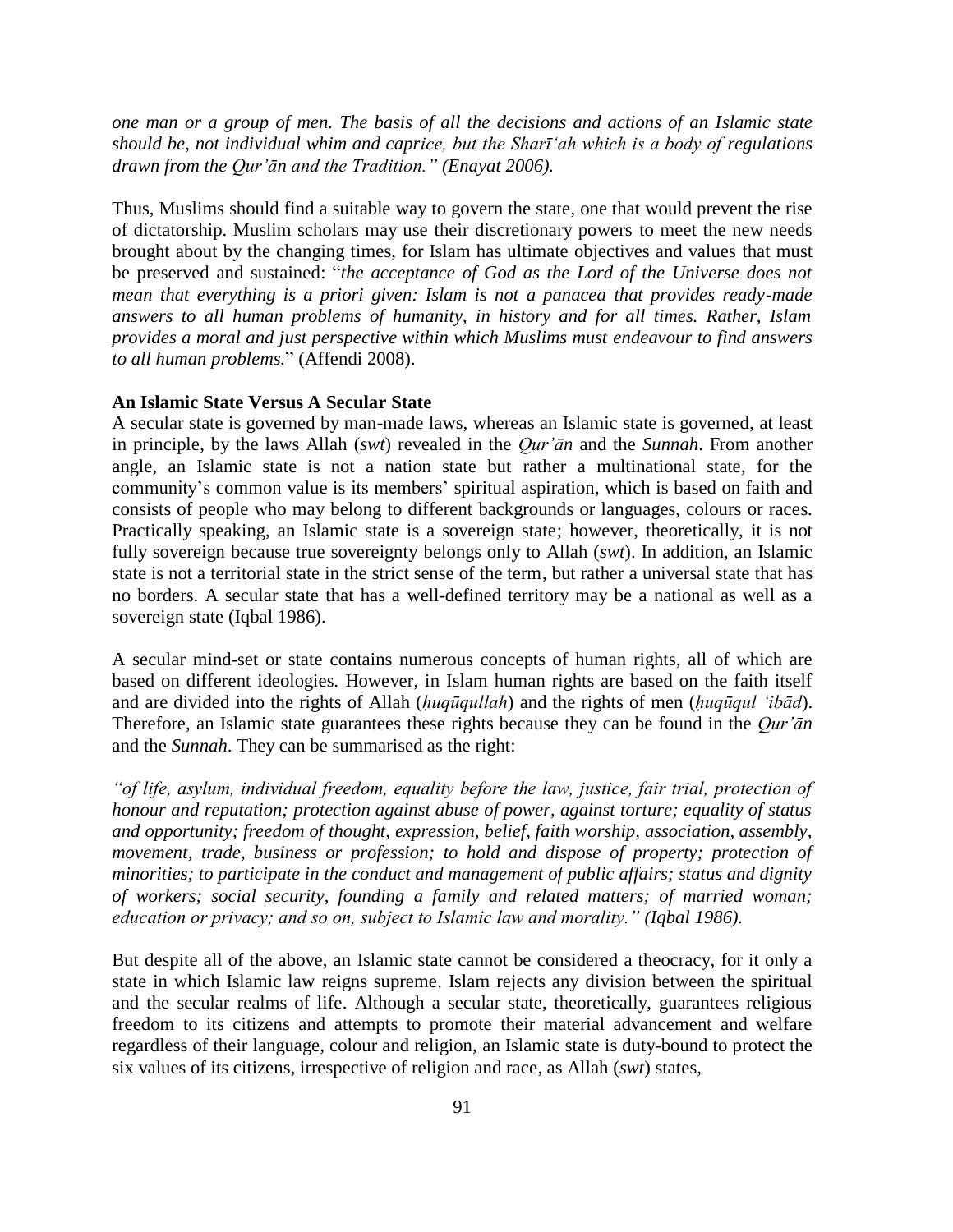*one man or a group of men. The basis of all the decisions and actions of an Islamic state should be, not individual whim and caprice, but the Sharī'ah which is a body of regulations drawn from the Qur'ān and the Tradition." (Enayat 2006).*

Thus, Muslims should find a suitable way to govern the state, one that would prevent the rise of dictatorship. Muslim scholars may use their discretionary powers to meet the new needs brought about by the changing times, for Islam has ultimate objectives and values that must be preserved and sustained: "*the acceptance of God as the Lord of the Universe does not mean that everything is a priori given: Islam is not a panacea that provides ready-made answers to all human problems of humanity, in history and for all times. Rather, Islam provides a moral and just perspective within which Muslims must endeavour to find answers to all human problems.*" (Affendi 2008).

**An Islamic State Versus A Secular State**

A secular state is governed by man-made laws, whereas an Islamic state is governed, at least in principle, by the laws Allah (*swt*) revealed in the *Qur'ān* and the *Sunnah*. From another angle, an Islamic state is not a nation state but rather a multinational state, for the community's common value is its members' spiritual aspiration, which is based on faith and consists of people who may belong to different backgrounds or languages, colours or races. Practically speaking, an Islamic state is a sovereign state; however, theoretically, it is not fully sovereign because true sovereignty belongs only to Allah (*swt*). In addition, an Islamic state is not a territorial state in the strict sense of the term, but rather a universal state that has no borders. A secular state that has a well-defined territory may be a national as well as a sovereign state (Iqbal 1986).

A secular mind-set or state contains numerous concepts of human rights, all of which are based on different ideologies. However, in Islam human rights are based on the faith itself and are divided into the rights of Allah (*ḥuqūqullah*) and the rights of men (*ḥuqūqul 'ibād*). Therefore, an Islamic state guarantees these rights because they can be found in the *Qur'ān* and the *Sunnah*. They can be summarised as the right:

*"of life, asylum, individual freedom, equality before the law, justice, fair trial, protection of honour and reputation; protection against abuse of power, against torture; equality of status and opportunity; freedom of thought, expression, belief, faith worship, association, assembly, movement, trade, business or profession; to hold and dispose of property; protection of minorities; to participate in the conduct and management of public affairs; status and dignity of workers; social security, founding a family and related matters; of married woman; education or privacy; and so on, subject to Islamic law and morality." (Iqbal 1986).*

But despite all of the above, an Islamic state cannot be considered a theocracy, for it only a state in which Islamic law reigns supreme. Islam rejects any division between the spiritual and the secular realms of life. Although a secular state, theoretically, guarantees religious freedom to its citizens and attempts to promote their material advancement and welfare regardless of their language, colour and religion, an Islamic state is duty-bound to protect the six values of its citizens, irrespective of religion and race, as Allah (*swt*) states,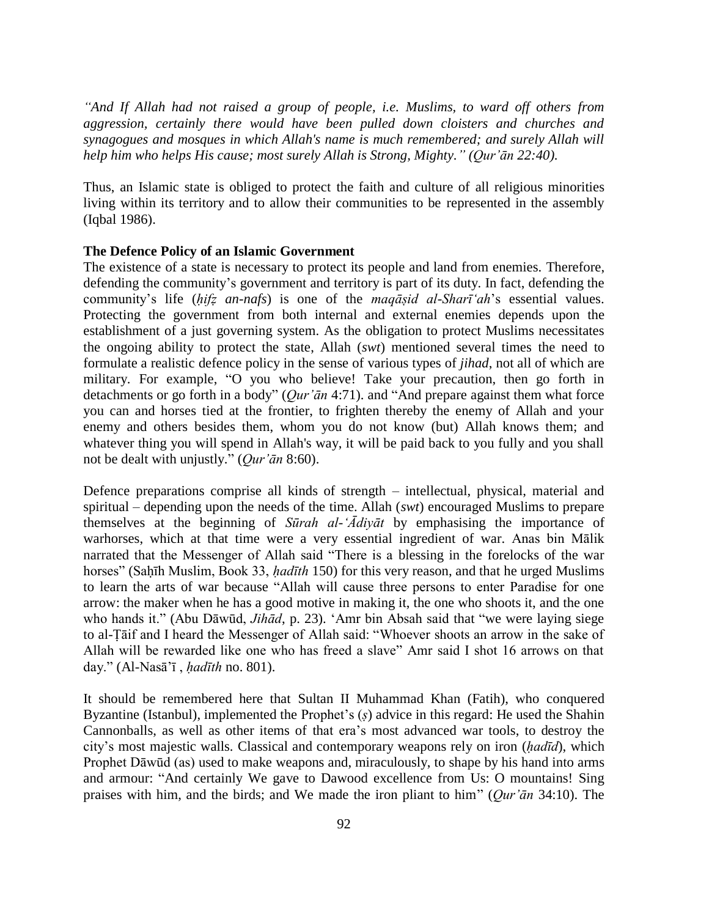*"And If Allah had not raised a group of people, i.e. Muslims, to ward off others from aggression, certainly there would have been pulled down cloisters and churches and synagogues and mosques in which Allah's name is much remembered; and surely Allah will help him who helps His cause; most surely Allah is Strong, Mighty." (Qur'ān 22:40).*

Thus, an Islamic state is obliged to protect the faith and culture of all religious minorities living within its territory and to allow their communities to be represented in the assembly (Iqbal 1986).

**The Defence Policy of an Islamic Government**

The existence of a state is necessary to protect its people and land from enemies. Therefore, defending the community's government and territory is part of its duty. In fact, defending the community's life (*ḥifẓ an-nafs*) is one of the *maqāṣid al-Sharī'ah*'s essential values. Protecting the government from both internal and external enemies depends upon the establishment of a just governing system. As the obligation to protect Muslims necessitates the ongoing ability to protect the state, Allah (*swt*) mentioned several times the need to formulate a realistic defence policy in the sense of various types of *jihad*, not all of which are military. For example, "O you who believe! Take your precaution, then go forth in detachments or go forth in a body" (*Qur'ān* 4:71). and "And prepare against them what force you can and horses tied at the frontier, to frighten thereby the enemy of Allah and your enemy and others besides them, whom you do not know (but) Allah knows them; and whatever thing you will spend in Allah's way, it will be paid back to you fully and you shall not be dealt with unjustly." (*Qur'ān* 8:60).

Defence preparations comprise all kinds of strength – intellectual, physical, material and spiritual – depending upon the needs of the time. Allah (*swt*) encouraged Muslims to prepare themselves at the beginning of *Sūrah al-'Ādiyāt* by emphasising the importance of warhorses, which at that time were a very essential ingredient of war. Anas bin Mālik narrated that the Messenger of Allah said "There is a blessing in the forelocks of the war horses" (Saḥīh Muslim, Book 33, *ḥadīth* 150) for this very reason, and that he urged Muslims to learn the arts of war because "Allah will cause three persons to enter Paradise for one arrow: the maker when he has a good motive in making it, the one who shoots it, and the one who hands it." (Abu Dāwūd, *Jihād*, p. 23). 'Amr bin Absah said that "we were laying siege to al-Ṭāif and I heard the Messenger of Allah said: "Whoever shoots an arrow in the sake of Allah will be rewarded like one who has freed a slave" Amr said I shot 16 arrows on that day." (Al-Nasā'ī , *ḥadīth* no. 801).

It should be remembered here that Sultan II Muhammad Khan (Fatih), who conquered Byzantine (Istanbul), implemented the Prophet's (*ṣ*) advice in this regard: He used the Shahin Cannonballs, as well as other items of that era's most advanced war tools, to destroy the city's most majestic walls. Classical and contemporary weapons rely on iron (*ḥadīd*), which Prophet Dāwūd (as) used to make weapons and, miraculously, to shape by his hand into arms and armour: "And certainly We gave to Dawood excellence from Us: O mountains! Sing praises with him, and the birds; and We made the iron pliant to him" (*Qur'ān* 34:10). The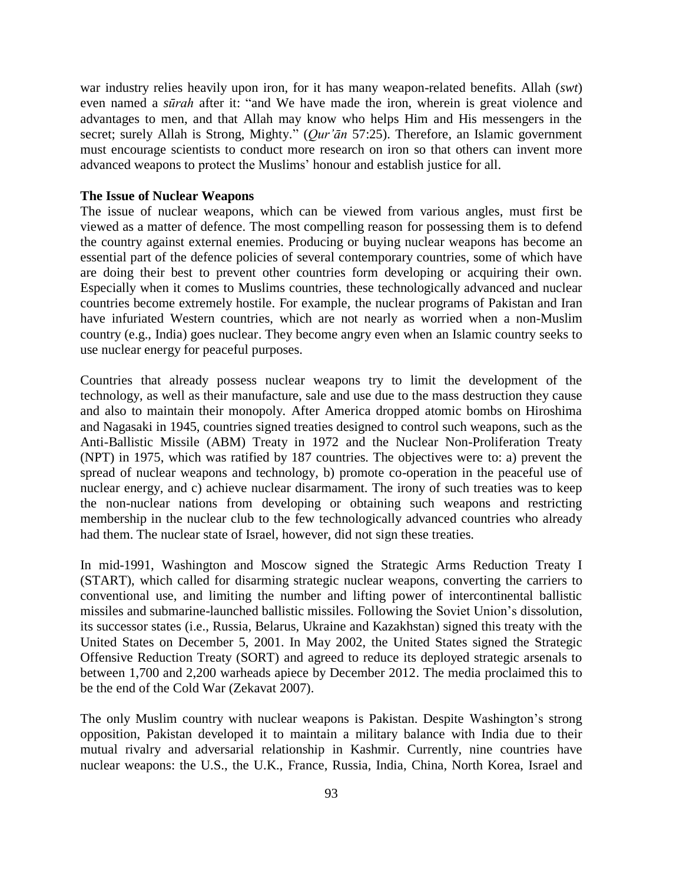war industry relies heavily upon iron, for it has many weapon-related benefits. Allah (*swt*) even named a *sūrah* after it: "and We have made the iron, wherein is great violence and advantages to men, and that Allah may know who helps Him and His messengers in the secret; surely Allah is Strong, Mighty." (*Qur'ān* 57:25). Therefore, an Islamic government must encourage scientists to conduct more research on iron so that others can invent more advanced weapons to protect the Muslims' honour and establish justice for all.

**The Issue of Nuclear Weapons**

The issue of nuclear weapons, which can be viewed from various angles, must first be viewed as a matter of defence. The most compelling reason for possessing them is to defend the country against external enemies. Producing or buying nuclear weapons has become an essential part of the defence policies of several contemporary countries, some of which have are doing their best to prevent other countries form developing or acquiring their own. Especially when it comes to Muslims countries, these technologically advanced and nuclear countries become extremely hostile. For example, the nuclear programs of Pakistan and Iran have infuriated Western countries, which are not nearly as worried when a non-Muslim country (e.g., India) goes nuclear. They become angry even when an Islamic country seeks to use nuclear energy for peaceful purposes.

Countries that already possess nuclear weapons try to limit the development of the technology, as well as their manufacture, sale and use due to the mass destruction they cause and also to maintain their monopoly. After America dropped atomic bombs on Hiroshima and Nagasaki in 1945, countries signed treaties designed to control such weapons, such as the Anti-Ballistic Missile (ABM) Treaty in 1972 and the Nuclear Non-Proliferation Treaty (NPT) in 1975, which was ratified by 187 countries. The objectives were to: a) prevent the spread of nuclear weapons and technology, b) promote co-operation in the peaceful use of nuclear energy, and c) achieve nuclear disarmament. The irony of such treaties was to keep the non-nuclear nations from developing or obtaining such weapons and restricting membership in the nuclear club to the few technologically advanced countries who already had them. The nuclear state of Israel, however, did not sign these treaties.

In mid-1991, Washington and Moscow signed the Strategic Arms Reduction Treaty I (START), which called for disarming strategic nuclear weapons, converting the carriers to conventional use, and limiting the number and lifting power of intercontinental ballistic missiles and submarine-launched ballistic missiles. Following the Soviet Union's dissolution, its successor states (i.e., Russia, Belarus, Ukraine and Kazakhstan) signed this treaty with the United States on December 5, 2001. In May 2002, the United States signed the Strategic Offensive Reduction Treaty (SORT) and agreed to reduce its deployed strategic arsenals to between 1,700 and 2,200 warheads apiece by December 2012. The media proclaimed this to be the end of the Cold War (Zekavat 2007).

The only Muslim country with nuclear weapons is Pakistan. Despite Washington's strong opposition, Pakistan developed it to maintain a military balance with India due to their mutual rivalry and adversarial relationship in Kashmir. Currently, nine countries have nuclear weapons: the U.S., the U.K., France, Russia, India, China, North Korea, Israel and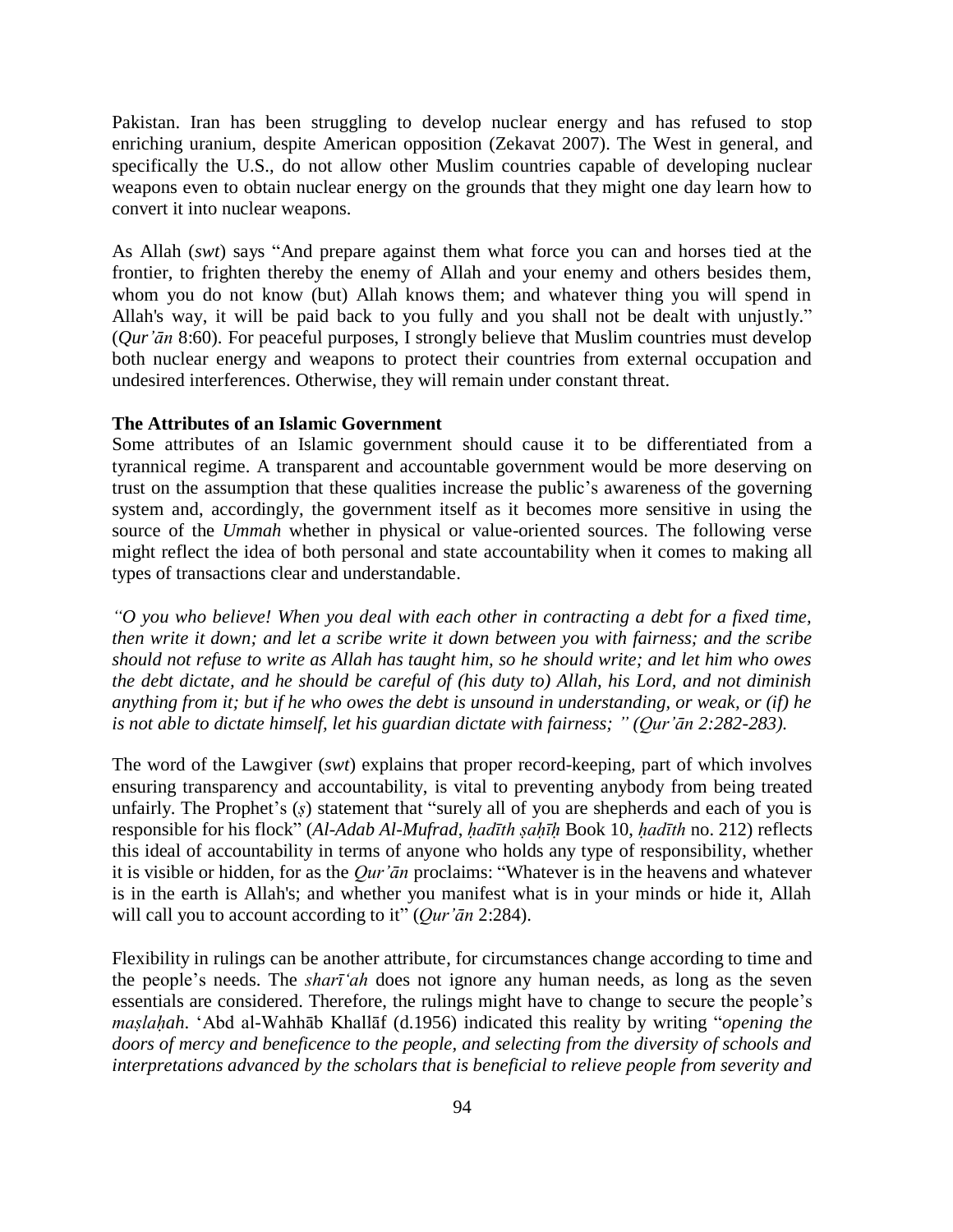Pakistan. Iran has been struggling to develop nuclear energy and has refused to stop enriching uranium, despite American opposition (Zekavat 2007). The West in general, and specifically the U.S., do not allow other Muslim countries capable of developing nuclear weapons even to obtain nuclear energy on the grounds that they might one day learn how to convert it into nuclear weapons.

As Allah (*swt*) says "And prepare against them what force you can and horses tied at the frontier, to frighten thereby the enemy of Allah and your enemy and others besides them, whom you do not know (but) Allah knows them; and whatever thing you will spend in Allah's way, it will be paid back to you fully and you shall not be dealt with unjustly." (*Qur'ān* 8:60). For peaceful purposes, I strongly believe that Muslim countries must develop both nuclear energy and weapons to protect their countries from external occupation and undesired interferences. Otherwise, they will remain under constant threat.

**The Attributes of an Islamic Government**

Some attributes of an Islamic government should cause it to be differentiated from a tyrannical regime. A transparent and accountable government would be more deserving on trust on the assumption that these qualities increase the public's awareness of the governing system and, accordingly, the government itself as it becomes more sensitive in using the source of the *Ummah* whether in physical or value-oriented sources. The following verse might reflect the idea of both personal and state accountability when it comes to making all types of transactions clear and understandable.

*"O you who believe! When you deal with each other in contracting a debt for a fixed time, then write it down; and let a scribe write it down between you with fairness; and the scribe should not refuse to write as Allah has taught him, so he should write; and let him who owes the debt dictate, and he should be careful of (his duty to) Allah, his Lord, and not diminish anything from it; but if he who owes the debt is unsound in understanding, or weak, or (if) he is not able to dictate himself, let his guardian dictate with fairness; " (Qur'ān 2:282-283).*

The word of the Lawgiver (*swt*) explains that proper record-keeping, part of which involves ensuring transparency and accountability, is vital to preventing anybody from being treated unfairly. The Prophet's (*ṣ*) statement that "surely all of you are shepherds and each of you is responsible for his flock" (*Al-Adab Al-Mufrad*, *ḥadīth ṣaḥīḥ* Book 10, *ḥadīth* no. 212) reflects this ideal of accountability in terms of anyone who holds any type of responsibility, whether it is visible or hidden, for as the *Qur'ān* proclaims: "Whatever is in the heavens and whatever is in the earth is Allah's; and whether you manifest what is in your minds or hide it, Allah will call you to account according to it" (*Qur'ān* 2:284).

Flexibility in rulings can be another attribute, for circumstances change according to time and the people's needs. The *sharī'ah* does not ignore any human needs, as long as the seven essentials are considered. Therefore, the rulings might have to change to secure the people's *maṣlaḥah*. 'Abd al-Wahhāb Khallāf (d.1956) indicated this reality by writing "*opening the doors of mercy and beneficence to the people, and selecting from the diversity of schools and interpretations advanced by the scholars that is beneficial to relieve people from severity and*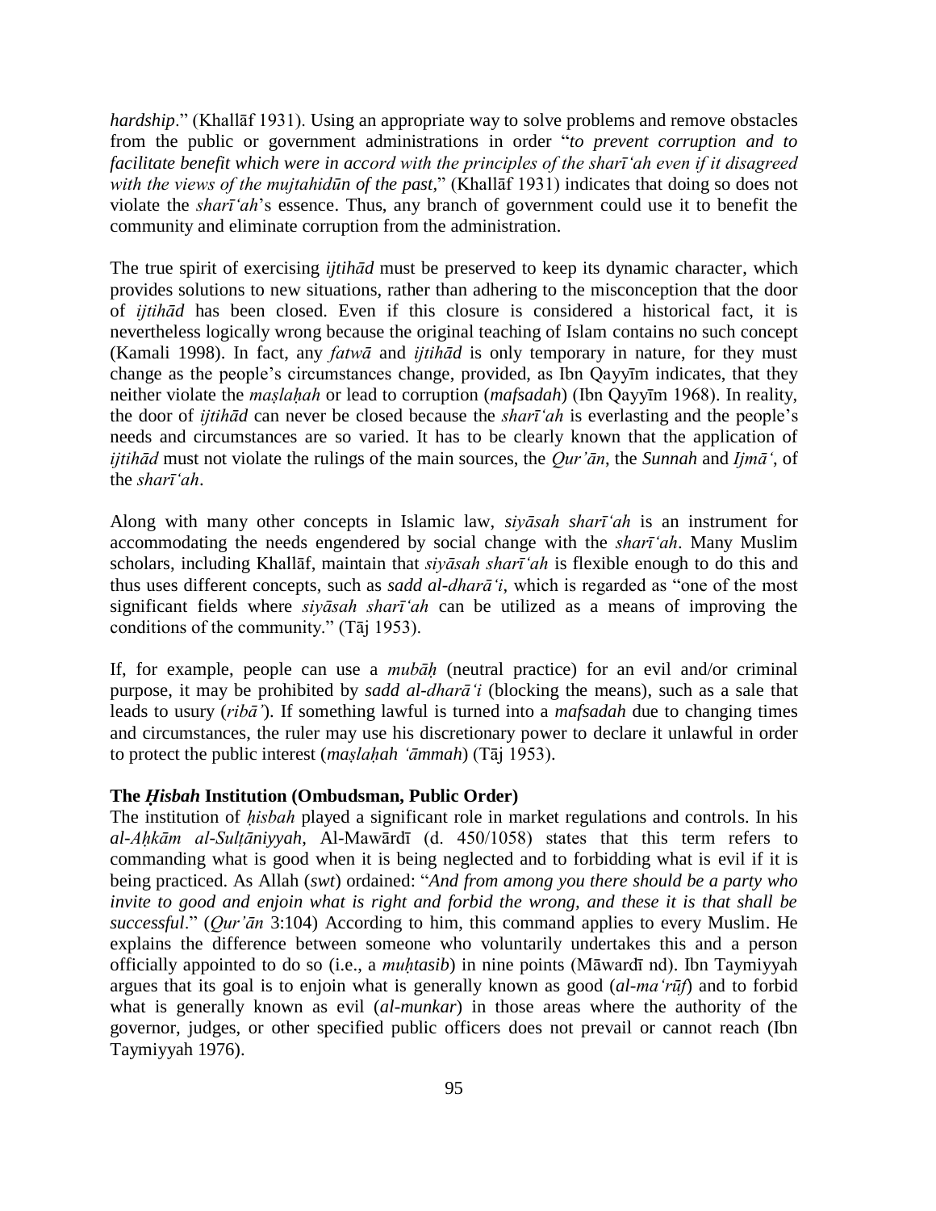*hardship*." (Khallāf 1931). Using an appropriate way to solve problems and remove obstacles from the public or government administrations in order "*to prevent corruption and to facilitate benefit which were in accord with the principles of the sharī'ah even if it disagreed with the views of the mujtahidūn of the past,*" (Khallāf 1931) indicates that doing so does not violate the *sharī'ah*'s essence. Thus, any branch of government could use it to benefit the community and eliminate corruption from the administration.

The true spirit of exercising *ijtihād* must be preserved to keep its dynamic character, which provides solutions to new situations, rather than adhering to the misconception that the door of *ijtihād* has been closed. Even if this closure is considered a historical fact, it is nevertheless logically wrong because the original teaching of Islam contains no such concept (Kamali 1998). In fact, any *fatwā* and *ijtihād* is only temporary in nature, for they must change as the people's circumstances change, provided, as Ibn Qayyīm indicates, that they neither violate the *maṣlaḥah* or lead to corruption (*mafsadah*) (Ibn Qayyīm 1968). In reality, the door of *ijtihād* can never be closed because the *sharī'ah* is everlasting and the people's needs and circumstances are so varied. It has to be clearly known that the application of *ijtihād* must not violate the rulings of the main sources, the *Qur'ān*, the *Sunnah* and *Ijmā'*, of the *sharī'ah*.

Along with many other concepts in Islamic law, *siyāsah sharī'ah* is an instrument for accommodating the needs engendered by social change with the *sharī'ah*. Many Muslim scholars, including Khallāf, maintain that *siyāsah sharī'ah* is flexible enough to do this and thus uses different concepts, such as *sadd al-dharā'i*, which is regarded as "one of the most significant fields where *siyāsah sharī'ah* can be utilized as a means of improving the conditions of the community." (Tāj 1953).

If, for example, people can use a *mubāḥ* (neutral practice) for an evil and/or criminal purpose, it may be prohibited by *sadd al-dharā'i* (blocking the means), such as a sale that leads to usury (*ribā'*). If something lawful is turned into a *mafsadah* due to changing times and circumstances, the ruler may use his discretionary power to declare it unlawful in order to protect the public interest (*maṣlaḥah 'āmmah*) (Tāj 1953).

**The *Ḥisbah* Institution (Ombudsman, Public Order)**

The institution of *ḥisbah* played a significant role in market regulations and controls. In his *al-Aḥkām al-Sulṭāniyyah*, Al-Mawārdī (d. 450/1058) states that this term refers to commanding what is good when it is being neglected and to forbidding what is evil if it is being practiced. As Allah (*swt*) ordained: "*And from among you there should be a party who invite to good and enjoin what is right and forbid the wrong, and these it is that shall be successful*." (*Qur'ān* 3:104) According to him, this command applies to every Muslim. He explains the difference between someone who voluntarily undertakes this and a person officially appointed to do so (i.e., a *muḥtasib*) in nine points (Māwardī nd). Ibn Taymiyyah argues that its goal is to enjoin what is generally known as good (*al-ma'rūf*) and to forbid what is generally known as evil (*al-munkar*) in those areas where the authority of the governor, judges, or other specified public officers does not prevail or cannot reach (Ibn Taymiyyah 1976).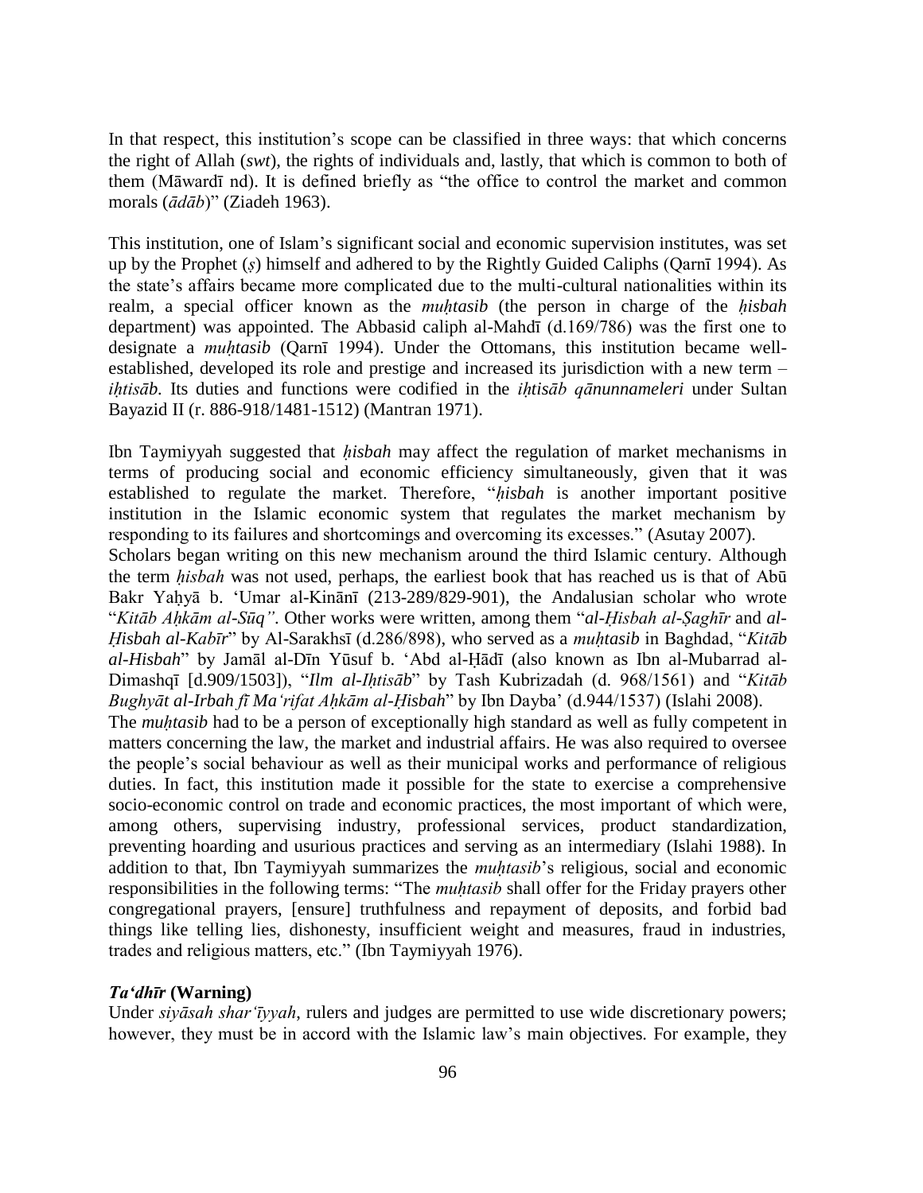In that respect, this institution's scope can be classified in three ways: that which concerns the right of Allah (*swt*), the rights of individuals and, lastly, that which is common to both of them (Māwardī nd). It is defined briefly as "the office to control the market and common morals (*ādāb*)" (Ziadeh 1963).

This institution, one of Islam's significant social and economic supervision institutes, was set up by the Prophet (*ṣ*) himself and adhered to by the Rightly Guided Caliphs (Qarnī 1994). As the state's affairs became more complicated due to the multi-cultural nationalities within its realm, a special officer known as the *muḥtasib* (the person in charge of the *ḥisbah* department) was appointed. The Abbasid caliph al-Mahdī (d.169/786) was the first one to designate a *muḥtasib* (Qarnī 1994). Under the Ottomans, this institution became well-established, developed its role and prestige and increased its jurisdiction with a new term – *iḥtisāb*. Its duties and functions were codified in the *iḥtisāb qānunnameleri* under Sultan Bayazid II (r. 886-918/1481-1512) (Mantran 1971).

Ibn Taymiyyah suggested that *ḥisbah* may affect the regulation of market mechanisms in terms of producing social and economic efficiency simultaneously, given that it was established to regulate the market. Therefore, "*ḥisbah* is another important positive institution in the Islamic economic system that regulates the market mechanism by responding to its failures and shortcomings and overcoming its excesses." (Asutay 2007).

Scholars began writing on this new mechanism around the third Islamic century. Although the term *ḥisbah* was not used, perhaps, the earliest book that has reached us is that of Abū Bakr Yaḥyā b. 'Umar al-Kinānī (213-289/829-901), the Andalusian scholar who wrote "*Kitāb Aḥkām al-Sūq"*. Other works were written, among them "*al-Ḥisbah al-Ṣaghīr* and *al-Ḥisbah al-Kabīr*" by Al-Sarakhsī (d.286/898), who served as a *muḥtasib* in Baghdad, "*Kitāb al-Hisbah*" by Jamāl al-Dīn Yūsuf b. 'Abd al-Ḥādī (also known as Ibn al-Mubarrad al-Dimashqī [d.909/1503]), "*Ilm al-Iḥtisāb*" by Tash Kubrizadah (d. 968/1561) and "*Kitāb Bughyāt al-Irbah fī Ma'rifat Aḥkām al-Ḥisbah*" by Ibn Dayba' (d.944/1537) (Islahi 2008).

The *muḥtasib* had to be a person of exceptionally high standard as well as fully competent in matters concerning the law, the market and industrial affairs. He was also required to oversee the people's social behaviour as well as their municipal works and performance of religious duties. In fact, this institution made it possible for the state to exercise a comprehensive socio-economic control on trade and economic practices, the most important of which were, among others, supervising industry, professional services, product standardization, preventing hoarding and usurious practices and serving as an intermediary (Islahi 1988). In addition to that, Ibn Taymiyyah summarizes the *muḥtasib*'s religious, social and economic responsibilities in the following terms: "The *muḥtasib* shall offer for the Friday prayers other congregational prayers, [ensure] truthfulness and repayment of deposits, and forbid bad things like telling lies, dishonesty, insufficient weight and measures, fraud in industries, trades and religious matters, etc." (Ibn Taymiyyah 1976).

#### ***Ta'dhīr* (Warning)**

Under *siyāsah shar'īyyah*, rulers and judges are permitted to use wide discretionary powers; however, they must be in accord with the Islamic law's main objectives. For example, they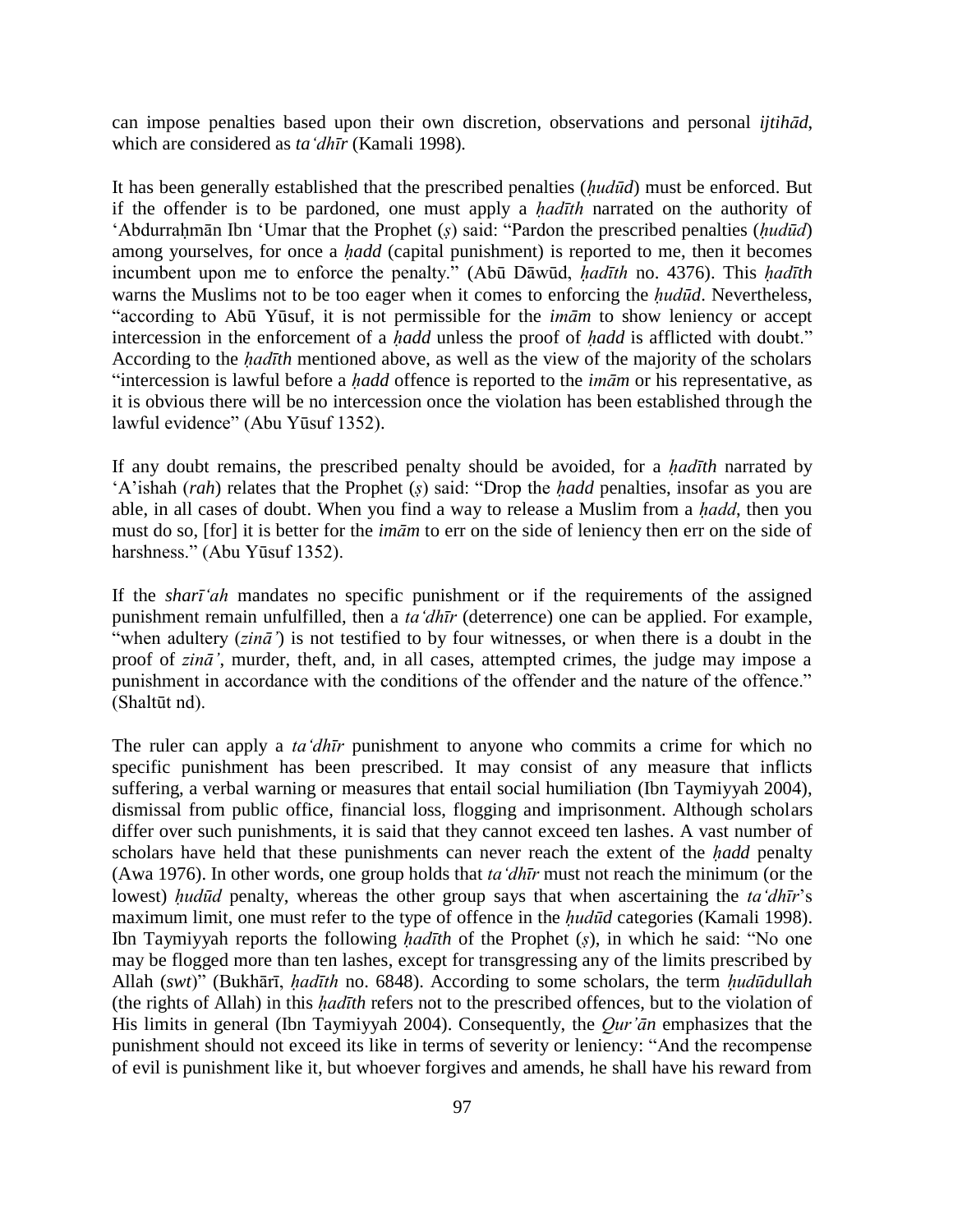can impose penalties based upon their own discretion, observations and personal *ijtihād*, which are considered as *taʻdhīr* (Kamali 1998).

It has been generally established that the prescribed penalties (*ḥudūd*) must be enforced. But if the offender is to be pardoned, one must apply a *ḥadīth* narrated on the authority of ʻAbdurraḥmān Ibn ʻUmar that the Prophet (*ṣ*) said: "Pardon the prescribed penalties (*ḥudūd*) among yourselves, for once a *ḥadd* (capital punishment) is reported to me, then it becomes incumbent upon me to enforce the penalty." (Abū Dāwūd, *ḥadīth* no. 4376). This *ḥadīth* warns the Muslims not to be too eager when it comes to enforcing the *ḥudūd*. Nevertheless, "according to Abū Yūsuf, it is not permissible for the *imām* to show leniency or accept intercession in the enforcement of a *ḥadd* unless the proof of *ḥadd* is afflicted with doubt." According to the *ḥadīth* mentioned above, as well as the view of the majority of the scholars "intercession is lawful before a *ḥadd* offence is reported to the *imām* or his representative, as it is obvious there will be no intercession once the violation has been established through the lawful evidence" (Abu Yūsuf 1352).

If any doubt remains, the prescribed penalty should be avoided, for a *ḥadīth* narrated by ʻA'ishah (*rah*) relates that the Prophet (*ṣ*) said: "Drop the *ḥadd* penalties, insofar as you are able, in all cases of doubt. When you find a way to release a Muslim from a *ḥadd*, then you must do so, [for] it is better for the *imām* to err on the side of leniency then err on the side of harshness." (Abu Yūsuf 1352).

If the *sharīʻah* mandates no specific punishment or if the requirements of the assigned punishment remain unfulfilled, then a *taʻdhīr* (deterrence) one can be applied. For example, "when adultery (*zināʼ*) is not testified to by four witnesses, or when there is a doubt in the proof of *zināʼ*, murder, theft, and, in all cases, attempted crimes, the judge may impose a punishment in accordance with the conditions of the offender and the nature of the offence." (Shaltūt nd).

The ruler can apply a *taʻdhīr* punishment to anyone who commits a crime for which no specific punishment has been prescribed. It may consist of any measure that inflicts suffering, a verbal warning or measures that entail social humiliation (Ibn Taymiyyah 2004), dismissal from public office, financial loss, flogging and imprisonment. Although scholars differ over such punishments, it is said that they cannot exceed ten lashes. A vast number of scholars have held that these punishments can never reach the extent of the *ḥadd* penalty (Awa 1976). In other words, one group holds that *taʻdhīr* must not reach the minimum (or the lowest) *ḥudūd* penalty, whereas the other group says that when ascertaining the *taʻdhīr*'s maximum limit, one must refer to the type of offence in the *ḥudūd* categories (Kamali 1998). Ibn Taymiyyah reports the following *ḥadīth* of the Prophet (*ṣ*), in which he said: "No one may be flogged more than ten lashes, except for transgressing any of the limits prescribed by Allah (*swt*)" (Bukhārī, *ḥadīth* no. 6848). According to some scholars, the term *ḥudūdullah* (the rights of Allah) in this *ḥadīth* refers not to the prescribed offences, but to the violation of His limits in general (Ibn Taymiyyah 2004). Consequently, the *Qur'ān* emphasizes that the punishment should not exceed its like in terms of severity or leniency: "And the recompense of evil is punishment like it, but whoever forgives and amends, he shall have his reward from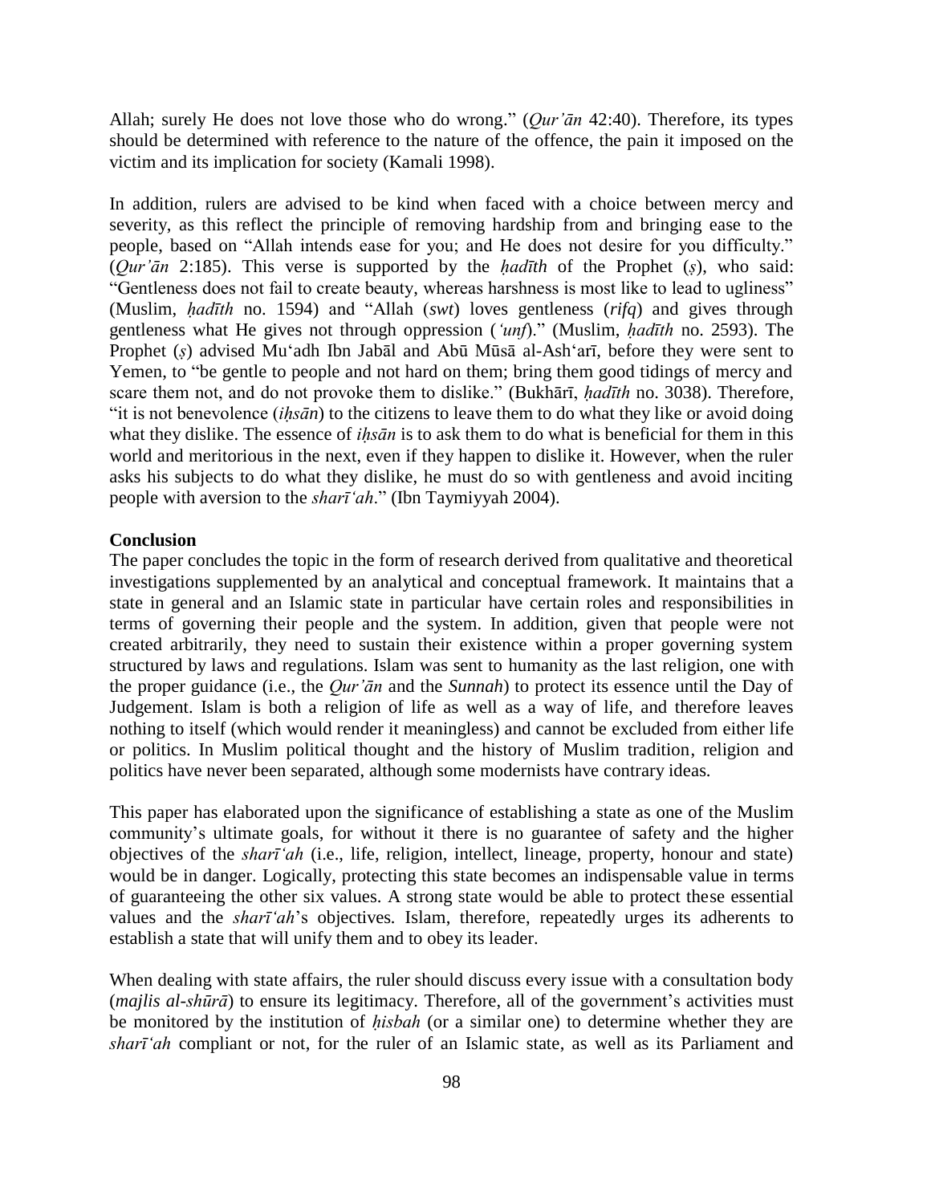Allah; surely He does not love those who do wrong." (*Qur'ān* 42:40). Therefore, its types should be determined with reference to the nature of the offence, the pain it imposed on the victim and its implication for society (Kamali 1998).

In addition, rulers are advised to be kind when faced with a choice between mercy and severity, as this reflect the principle of removing hardship from and bringing ease to the people, based on "Allah intends ease for you; and He does not desire for you difficulty." (*Qur'ān* 2:185). This verse is supported by the *ḥadīth* of the Prophet (*ṣ*), who said: "Gentleness does not fail to create beauty, whereas harshness is most like to lead to ugliness" (Muslim, *ḥadīth* no. 1594) and "Allah (*swt*) loves gentleness (*rifq*) and gives through gentleness what He gives not through oppression (*'unf*)." (Muslim, *ḥadīth* no. 2593). The Prophet (*ṣ*) advised Mu'adh Ibn Jabāl and Abū Mūsā al-Ash'arī, before they were sent to Yemen, to "be gentle to people and not hard on them; bring them good tidings of mercy and scare them not, and do not provoke them to dislike." (Bukhārī, *ḥadīth* no. 3038). Therefore, "it is not benevolence (*iḥsān*) to the citizens to leave them to do what they like or avoid doing what they dislike. The essence of *iḥsān* is to ask them to do what is beneficial for them in this world and meritorious in the next, even if they happen to dislike it. However, when the ruler asks his subjects to do what they dislike, he must do so with gentleness and avoid inciting people with aversion to the *sharī'ah*." (Ibn Taymiyyah 2004).

**Conclusion**

The paper concludes the topic in the form of research derived from qualitative and theoretical investigations supplemented by an analytical and conceptual framework. It maintains that a state in general and an Islamic state in particular have certain roles and responsibilities in terms of governing their people and the system. In addition, given that people were not created arbitrarily, they need to sustain their existence within a proper governing system structured by laws and regulations. Islam was sent to humanity as the last religion, one with the proper guidance (i.e., the *Qur'ān* and the *Sunnah*) to protect its essence until the Day of Judgement. Islam is both a religion of life as well as a way of life, and therefore leaves nothing to itself (which would render it meaningless) and cannot be excluded from either life or politics. In Muslim political thought and the history of Muslim tradition, religion and politics have never been separated, although some modernists have contrary ideas.

This paper has elaborated upon the significance of establishing a state as one of the Muslim community's ultimate goals, for without it there is no guarantee of safety and the higher objectives of the *sharī'ah* (i.e., life, religion, intellect, lineage, property, honour and state) would be in danger. Logically, protecting this state becomes an indispensable value in terms of guaranteeing the other six values. A strong state would be able to protect these essential values and the *sharī'ah*'s objectives. Islam, therefore, repeatedly urges its adherents to establish a state that will unify them and to obey its leader.

When dealing with state affairs, the ruler should discuss every issue with a consultation body (*majlis al-shūrā*) to ensure its legitimacy. Therefore, all of the government's activities must be monitored by the institution of *ḥisbah* (or a similar one) to determine whether they are *sharī'ah* compliant or not, for the ruler of an Islamic state, as well as its Parliament and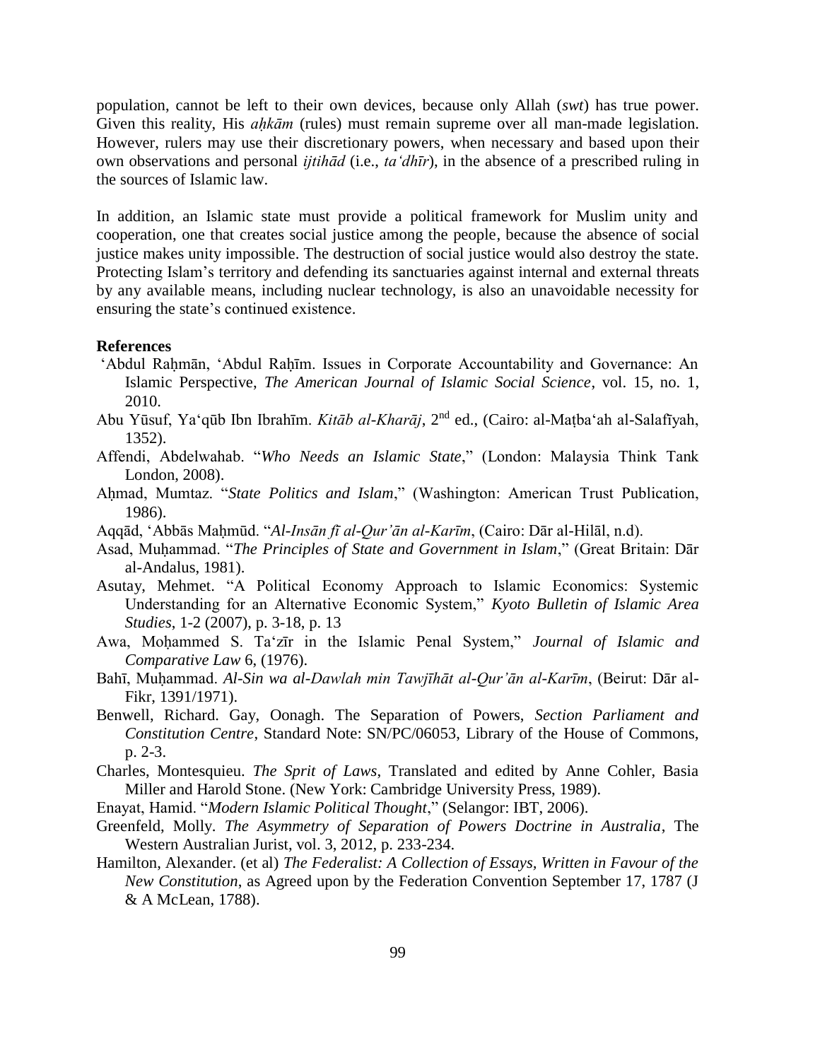population, cannot be left to their own devices, because only Allah (*swt*) has true power. Given this reality, His *aḥkām* (rules) must remain supreme over all man-made legislation. However, rulers may use their discretionary powers, when necessary and based upon their own observations and personal *ijtihād* (i.e., *ta'dhīr*), in the absence of a prescribed ruling in the sources of Islamic law.

In addition, an Islamic state must provide a political framework for Muslim unity and cooperation, one that creates social justice among the people, because the absence of social justice makes unity impossible. The destruction of social justice would also destroy the state. Protecting Islam's territory and defending its sanctuaries against internal and external threats by any available means, including nuclear technology, is also an unavoidable necessity for ensuring the state's continued existence.

**References**

'Abdul Raḥmān, 'Abdul Raḥīm. Issues in Corporate Accountability and Governance: An Islamic Perspective, *The American Journal of Islamic Social Science*, vol. 15, no. 1, 2010.

Abu Yūsuf, Ya'qūb Ibn Ibrahīm. *Kitāb al-Kharāj*, 2nd ed., (Cairo: al-Maṭba'ah al-Salafīyah, 1352).

Affendi, Abdelwahab. "*Who Needs an Islamic State*," (London: Malaysia Think Tank London, 2008).

Aḥmad, Mumtaz. "*State Politics and Islam*," (Washington: American Trust Publication, 1986).

Aqqād, 'Abbās Maḥmūd. "*Al-Insān fī al-Qur'ān al-Karīm*, (Cairo: Dār al-Hilāl, n.d).

Asad, Muḥammad. "*The Principles of State and Government in Islam*," (Great Britain: Dār al-Andalus, 1981).

Asutay, Mehmet. "A Political Economy Approach to Islamic Economics: Systemic Understanding for an Alternative Economic System," *Kyoto Bulletin of Islamic Area Studies*, 1-2 (2007), p. 3-18, p. 13

Awa, Moḥammed S. Ta'zīr in the Islamic Penal System," *Journal of Islamic and Comparative Law* 6, (1976).

Bahī, Muḥammad. *Al-Sin wa al-Dawlah min Tawjīhāt al-Qur'ān al-Karīm*, (Beirut: Dār al-Fikr, 1391/1971).

Benwell, Richard. Gay, Oonagh. The Separation of Powers, *Section Parliament and Constitution Centre*, Standard Note: SN/PC/06053, Library of the House of Commons, p. 2-3.

Charles, Montesquieu. *The Sprit of Laws*, Translated and edited by Anne Cohler, Basia Miller and Harold Stone. (New York: Cambridge University Press, 1989).

Enayat, Hamid. "*Modern Islamic Political Thought*," (Selangor: IBT, 2006).

Greenfeld, Molly. *The Asymmetry of Separation of Powers Doctrine in Australia*, The Western Australian Jurist, vol. 3, 2012, p. 233-234.

Hamilton, Alexander. (et al) *The Federalist: A Collection of Essays, Written in Favour of the New Constitution*, as Agreed upon by the Federation Convention September 17, 1787 (J & A McLean, 1788).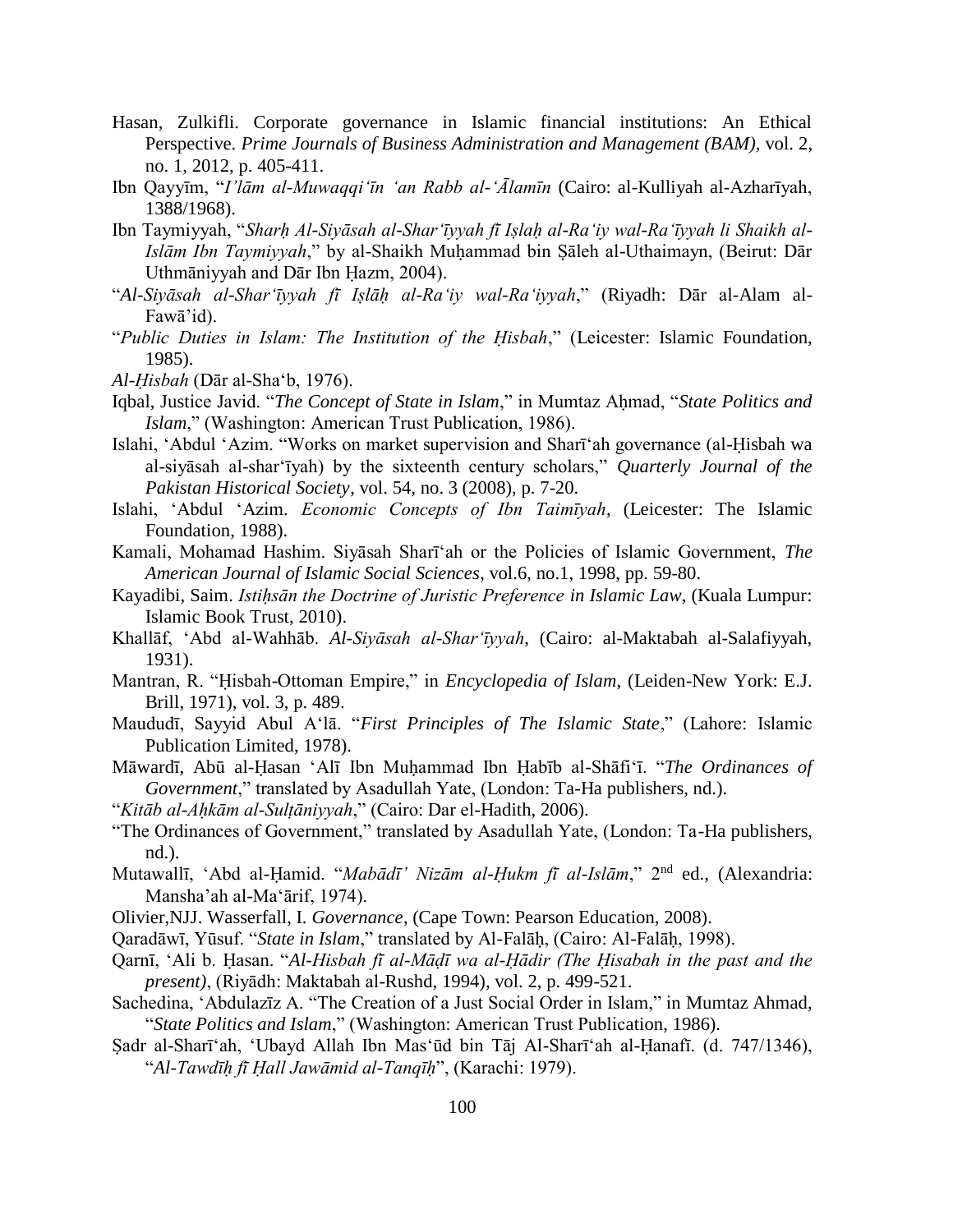Hasan, Zulkifli. Corporate governance in Islamic financial institutions: An Ethical Perspective. *Prime Journals of Business Administration and Management (BAM)*, vol. 2, no. 1, 2012, p. 405-411.

Ibn Qayyīm, "*I'lām al-Muwaqqi'īn 'an Rabb al-'Ālamīn* (Cairo: al-Kulliyah al-Azharīyah, 1388/1968).

Ibn Taymiyyah, "*Sharḥ Al-Siyāsah al-Shar'īyyah fī Iṣlaḥ al-Ra'iy wal-Ra'īyyah li Shaikh al-Islām Ibn Taymiyyah*," by al-Shaikh Muḥammad bin Ṣāleh al-Uthaimayn, (Beirut: Dār Uthmāniyyah and Dār Ibn Ḥazm, 2004).

"*Al-Siyāsah al-Shar'īyyah fī Iṣlāḥ al-Ra'iy wal-Ra'iyyah*," (Riyadh: Dār al-Alam al-Fawā'id).

"*Public Duties in Islam: The Institution of the Ḥisbah*," (Leicester: Islamic Foundation, 1985).

*Al-Ḥisbah* (Dār al-Sha'b, 1976).

Iqbal, Justice Javid. "*The Concept of State in Islam*," in Mumtaz Aḥmad, "*State Politics and Islam*," (Washington: American Trust Publication, 1986).

Islahi, 'Abdul 'Azim. "Works on market supervision and Sharī'ah governance (al-Ḥisbah wa al-siyāsah al-shar'īyah) by the sixteenth century scholars," *Quarterly Journal of the Pakistan Historical Society*, vol. 54, no. 3 (2008), p. 7-20.

Islahi, 'Abdul 'Azim. *Economic Concepts of Ibn Taimīyah*, (Leicester: The Islamic Foundation, 1988).

Kamali, Mohamad Hashim. Siyāsah Sharī'ah or the Policies of Islamic Government, *The American Journal of Islamic Social Sciences*, vol.6, no.1, 1998, pp. 59-80.

Kayadibi, Saim. *Istiḥsān the Doctrine of Juristic Preference in Islamic Law*, (Kuala Lumpur: Islamic Book Trust, 2010).

Khallāf, 'Abd al-Wahhāb. *Al-Siyāsah al-Shar'īyyah*, (Cairo: al-Maktabah al-Salafiyyah, 1931).

Mantran, R. "Ḥisbah-Ottoman Empire," in *Encyclopedia of Islam*, (Leiden-New York: E.J. Brill, 1971), vol. 3, p. 489.

Maududī, Sayyid Abul A'lā. "*First Principles of The Islamic State*," (Lahore: Islamic Publication Limited, 1978).

Māwardī, Abū al-Ḥasan 'Alī Ibn Muḥammad Ibn Ḥabīb al-Shāfi'ī. "*The Ordinances of Government*," translated by Asadullah Yate, (London: Ta-Ha publishers, nd.).

"*Kitāb al-Aḥkām al-Sulṭāniyyah*," (Cairo: Dar el-Hadith, 2006).

"The Ordinances of Government," translated by Asadullah Yate, (London: Ta-Ha publishers, nd.).

Mutawallī, 'Abd al-Ḥamid. "*Mabādī' Nizām al-Ḥukm fī al-Islām*," 2nd ed., (Alexandria: Mansha'ah al-Ma'ārif, 1974).

Olivier,NJJ. Wasserfall, I. *Governance*, (Cape Town: Pearson Education, 2008).

Qaradāwī, Yūsuf. "*State in Islam*," translated by Al-Falāḥ, (Cairo: Al-Falāḥ, 1998).

Qarnī, 'Ali b. Ḥasan. "*Al-Hisbah fī al-Māḍī wa al-Ḥādir (The Ḥisabah in the past and the present)*, (Riyādh: Maktabah al-Rushd, 1994), vol. 2, p. 499-521.

Sachedina, 'Abdulazīz A. "The Creation of a Just Social Order in Islam," in Mumtaz Ahmad, "*State Politics and Islam*," (Washington: American Trust Publication, 1986).

Ṣadr al-Sharī'ah, 'Ubayd Allah Ibn Mas'ūd bin Tāj Al-Sharī'ah al-Ḥanafī. (d. 747/1346), "*Al-Tawdīḥ fī Ḥall Jawāmid al-Tanqīḥ*", (Karachi: 1979).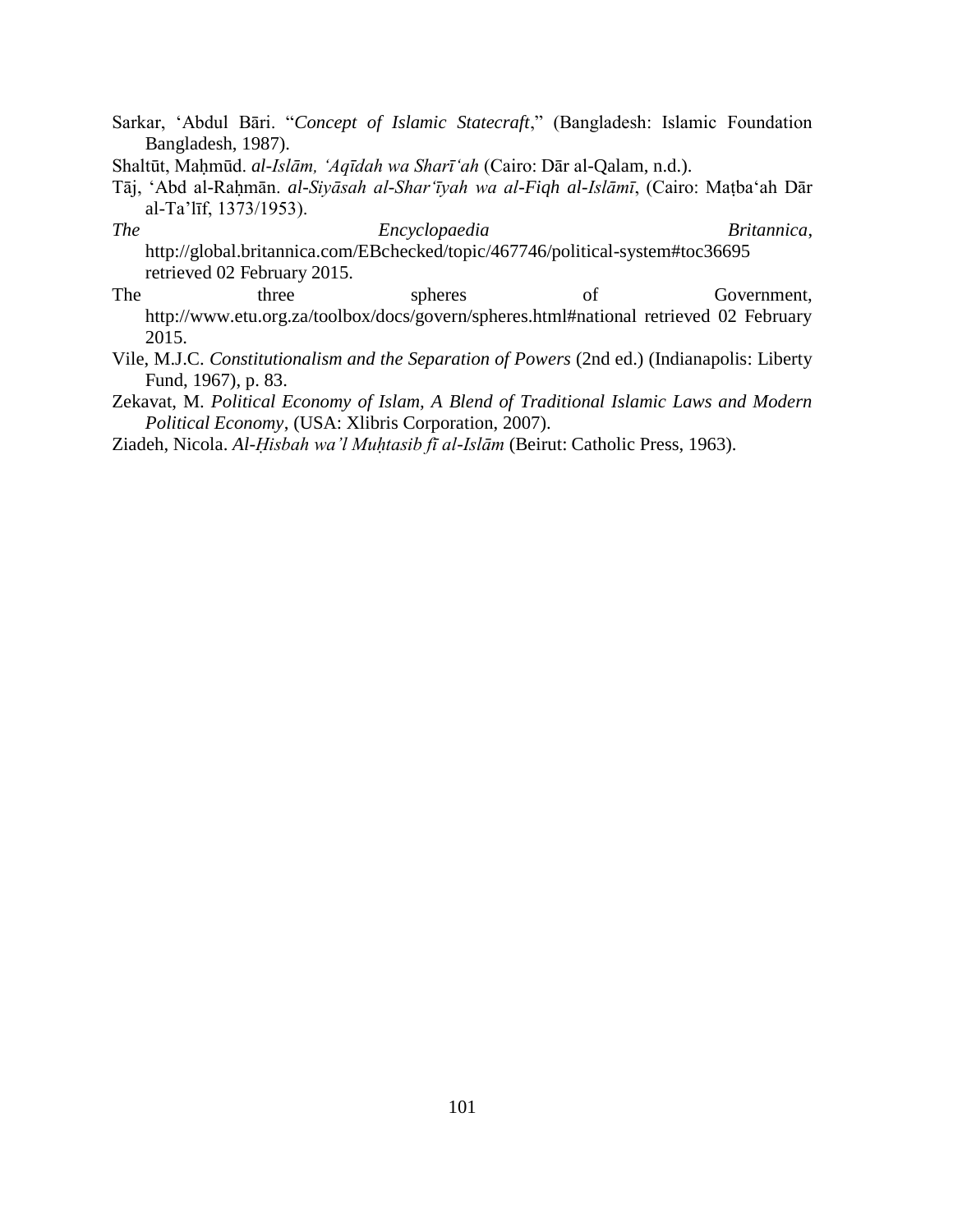Sarkar, ‘Abdul Bāri. “*Concept of Islamic Statecraft*,” (Bangladesh: Islamic Foundation Bangladesh, 1987).

Shaltūt, Maḥmūd. *al-Islām, ‘Aqīdah wa Sharī‘ah* (Cairo: Dār al-Qalam, n.d.).

Tāj, ‘Abd al-Raḥmān. *al-Siyāsah al-Shar‘īyah wa al-Fiqh al-Islāmī*, (Cairo: Maṭba‘ah Dār al-Ta’līf, 1373/1953).

*The Encyclopaedia Britannica*, http://global.britannica.com/EBchecked/topic/467746/political-system#toc36695 retrieved 02 February 2015.

The three spheres of Government, http://www.etu.org.za/toolbox/docs/govern/spheres.html#national retrieved 02 February 2015.

Vile, M.J.C. *Constitutionalism and the Separation of Powers* (2nd ed.) (Indianapolis: Liberty Fund, 1967), p. 83.

Zekavat, M. *Political Economy of Islam, A Blend of Traditional Islamic Laws and Modern Political Economy*, (USA: Xlibris Corporation, 2007).

Ziadeh, Nicola. *Al-Ḥisbah wa’l Muḥtasib fī al-Islām* (Beirut: Catholic Press, 1963).